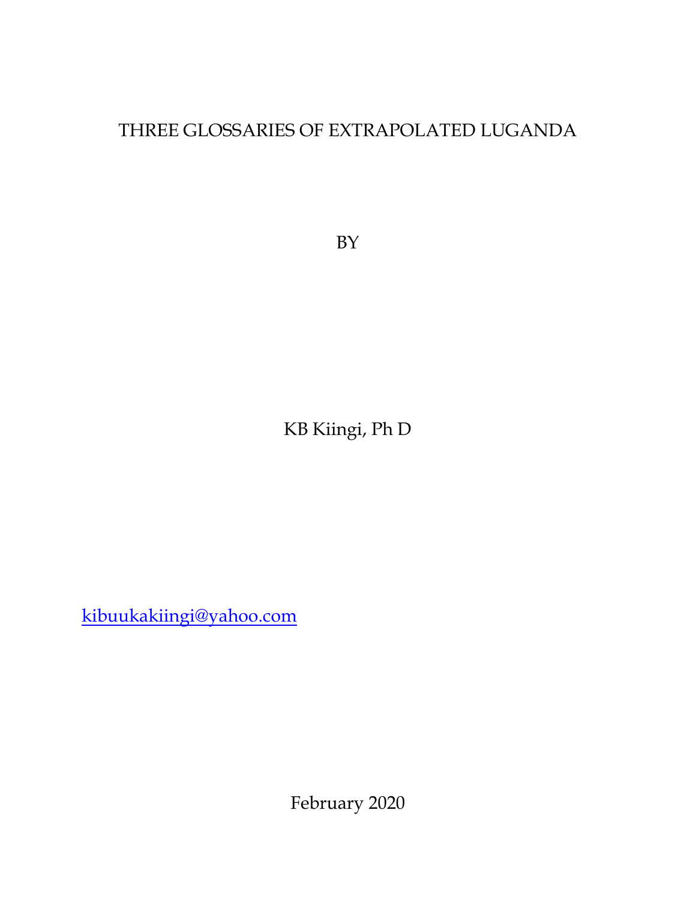# THREE GLOSSARIES OF EXTRAPOLATED LUGANDA

BY

KB Kiingi, Ph D

kibuukakiingi@yahoo.com

February 2020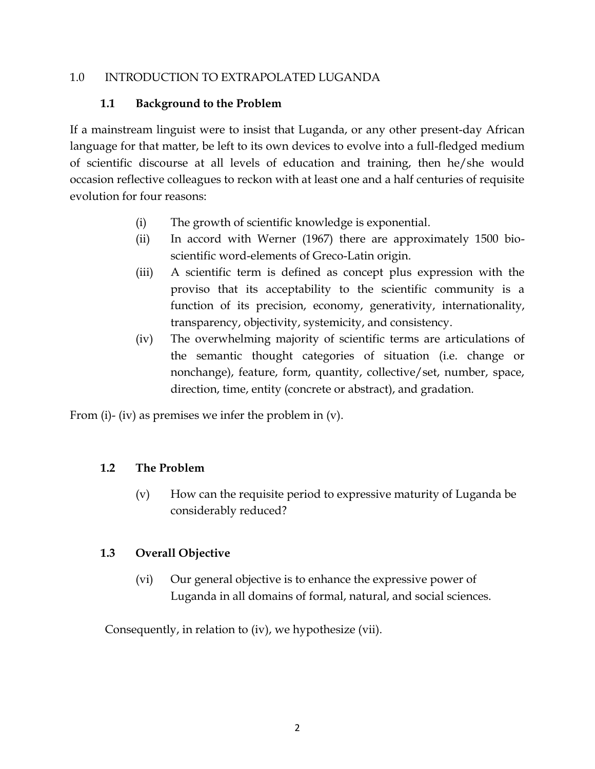## 1.0 INTRODUCTION TO EXTRAPOLATED LUGANDA

### 1.1 Background to the Problem

If a mainstream linguist were to insist that Luganda, or any other present-day African language for that matter, be left to its own devices to evolve into a full-fledged medium of scientific discourse at all levels of education and training, then he/she would occasion reflective colleagues to reckon with at least one and a half centuries of requisite evolution for four reasons:

(i) The growth of scientific knowledge is exponential.

(ii) In accord with Werner (1967) there are approximately 1500 bio-scientific word-elements of Greco-Latin origin.

(iii) A scientific term is defined as concept plus expression with the proviso that its acceptability to the scientific community is a function of its precision, economy, generativity, internationality, transparency, objectivity, systemicity, and consistency.

(iv) The overwhelming majority of scientific terms are articulations of the semantic thought categories of situation (i.e. change or nonchange), feature, form, quantity, collective/set, number, space, direction, time, entity (concrete or abstract), and gradation.

From (i)- (iv) as premises we infer the problem in (v).

### 1.2 The Problem

(v) How can the requisite period to expressive maturity of Luganda be considerably reduced?

### 1.3 Overall Objective

(vi) Our general objective is to enhance the expressive power of Luganda in all domains of formal, natural, and social sciences.

Consequently, in relation to (iv), we hypothesize (vii).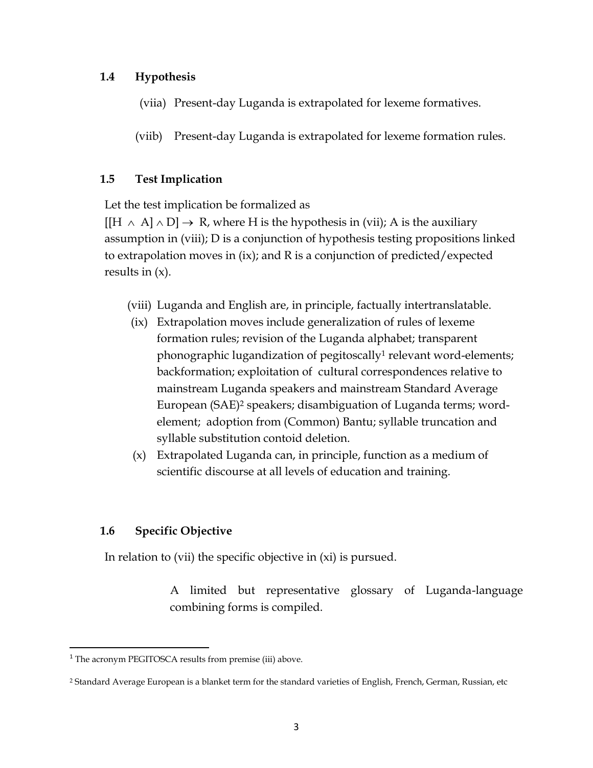## 1.4 Hypothesis

(viia) Present-day Luganda is extrapolated for lexeme formatives.

(viib) Present-day Luganda is extrapolated for lexeme formation rules.

## 1.5 Test Implication

Let the test implication be formalized as $[[H \wedge A] \wedge D] \rightarrow R$, where H is the hypothesis in (vii); A is the auxiliary assumption in (viii); D is a conjunction of hypothesis testing propositions linked to extrapolation moves in (ix); and R is a conjunction of predicted/expected results in (x).

(viii) Luganda and English are, in principle, factually intertranslatable.

(ix) Extrapolation moves include generalization of rules of lexeme formation rules; revision of the Luganda alphabet; transparent phonographic lugandization of pegitoscally[1] relevant word-elements; backformation; exploitation of cultural correspondences relative to mainstream Luganda speakers and mainstream Standard Average European (SAE)[2] speakers; disambiguation of Luganda terms; word-element; adoption from (Common) Bantu; syllable truncation and syllable substitution contoid deletion.

(x) Extrapolated Luganda can, in principle, function as a medium of scientific discourse at all levels of education and training.

## 1.6 Specific Objective

In relation to (vii) the specific objective in (xi) is pursued.

> A limited but representative glossary of Luganda-language combining forms is compiled.

---

[1] The acronym PEGITOSCA results from premise (iii) above.

[2] Standard Average European is a blanket term for the standard varieties of English, French, German, Russian, etc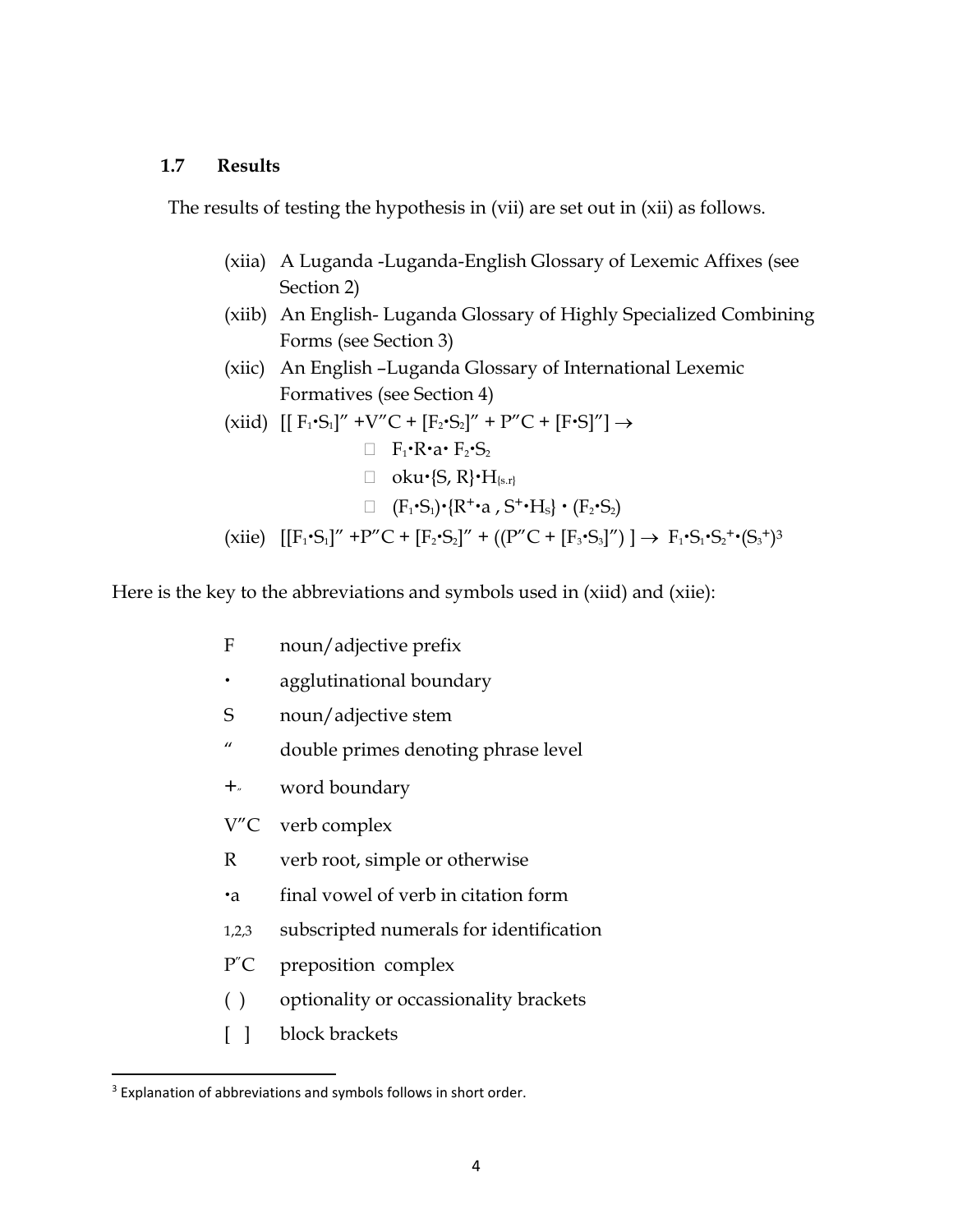### 1.7 Results

The results of testing the hypothesis in (vii) are set out in (xii) as follows.

(xiia) A Luganda -Luganda-English Glossary of Lexemic Affixes (see Section 2)

(xiib) An English- Luganda Glossary of Highly Specialized Combining Forms (see Section 3)

(xiic) An English –Luganda Glossary of International Lexemic Formatives (see Section 4)

(xiid) $[[\ F_1{\bullet}S_1]'' + V''C + [F_2{\bullet}S_2]'' + P''C + [F{\bullet}S]''] \rightarrow$

- $F_1{\bullet}R{\bullet}a{\bullet}\ F_2{\bullet}S_2$
- $oku{\bullet}\{S, R\}{\bullet}H_{\{s.r\}}$
- $(F_1{\bullet}S_1){\bullet}\{R^+{\bullet}a\ ,\ S^+{\bullet}H_S\}\ {\bullet}\ (F_2{\bullet}S_2)$

(xiie) $[[F_1{\bullet}S_1]'' + P''C + [F_2{\bullet}S_2]'' + ((P''C + [F_3{\bullet}S_3]''))\ ] \rightarrow\ F_1{\bullet}S_1{\bullet}S_2^+{\bullet}(S_3^+)$[3]

Here is the key to the abbreviations and symbols used in (xiid) and (xiie):

| | |
|---|---|
| F | noun/adjective prefix |
| • | agglutinational boundary |
| S | noun/adjective stem |
| " | double primes denoting phrase level |
| + | word boundary |
| V"C | verb complex |
| R | verb root, simple or otherwise |
| •a | final vowel of verb in citation form |
| 1,2,3 | subscripted numerals for identification |
| P"C | preposition complex |
| ( ) | optionality or occassionality brackets |
| [ ] | block brackets |

[3] Explanation of abbreviations and symbols follows in short order.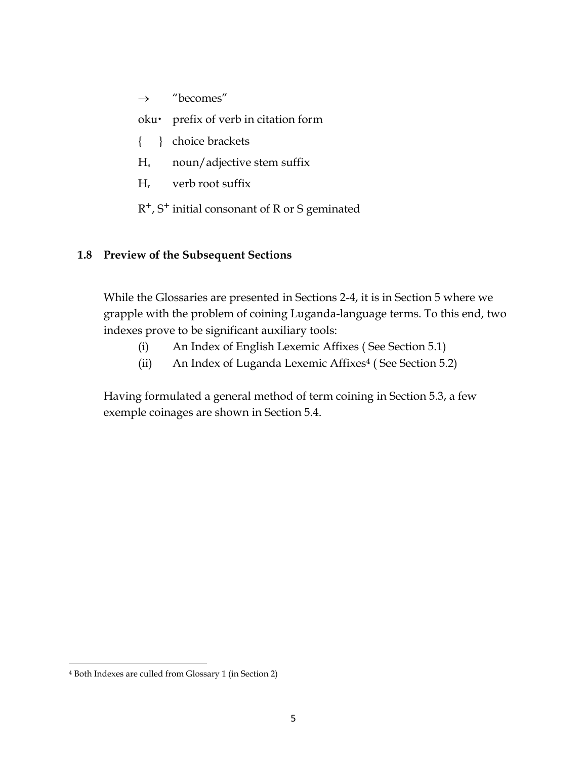→ "becomes"

oku· prefix of verb in citation form

{ } choice brackets

$H_s$ noun/adjective stem suffix

$H_r$ verb root suffix

$R^+$, $S^+$ initial consonant of R or S geminated

### 1.8 Preview of the Subsequent Sections

While the Glossaries are presented in Sections 2-4, it is in Section 5 where we grapple with the problem of coining Luganda-language terms. To this end, two indexes prove to be significant auxiliary tools:

(i) An Index of English Lexemic Affixes ( See Section 5.1)

(ii) An Index of Luganda Lexemic Affixes[4] ( See Section 5.2)

Having formulated a general method of term coining in Section 5.3, a few exemple coinages are shown in Section 5.4.

---

[4] Both Indexes are culled from Glossary 1 (in Section 2)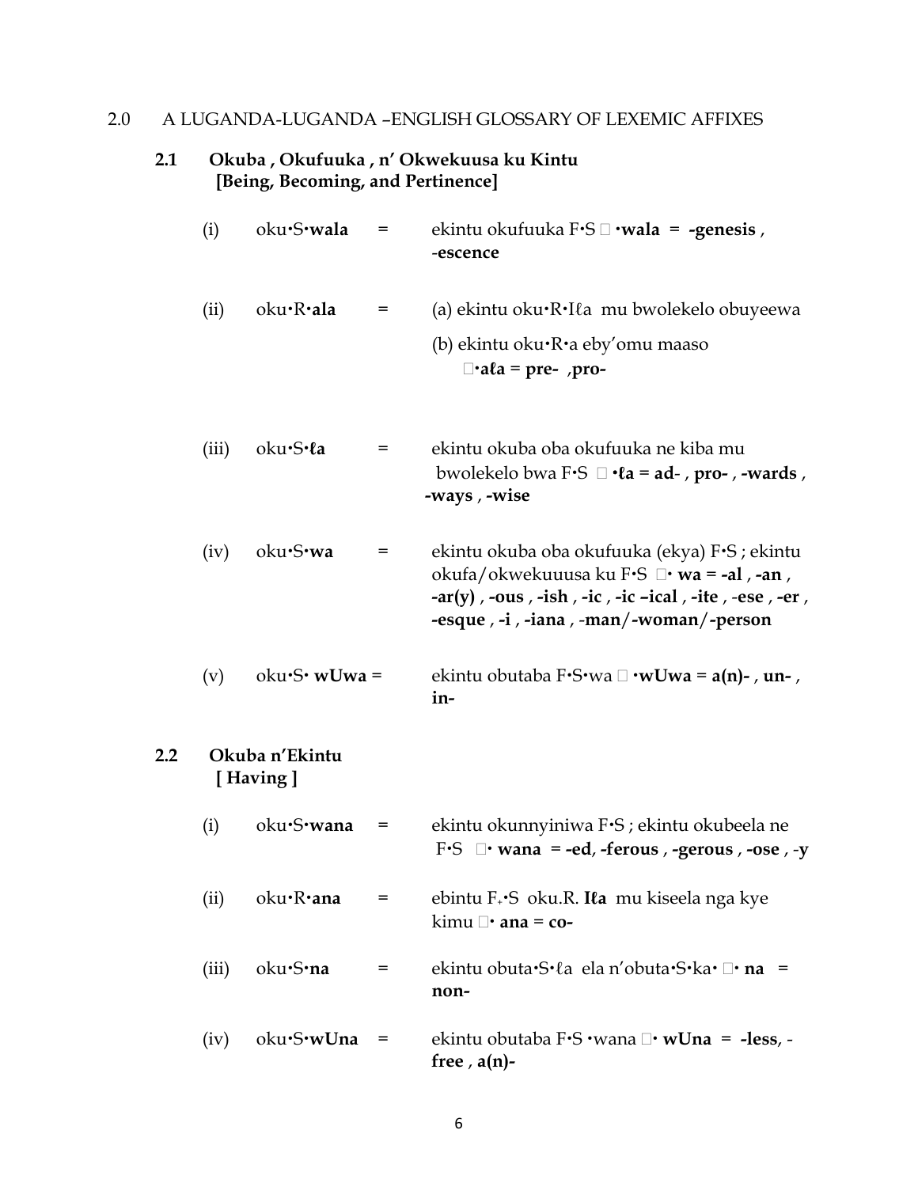## 2.0 A LUGANDA-LUGANDA –ENGLISH GLOSSARY OF LEXEMIC AFFIXES

### 2.1 Okuba , Okufuuka , n' Okwekuusa ku Kintu [Being, Becoming, and Pertinence]

(i) oku•S•**wala** = ekintu okufuuka F•S  •**wala** = **-genesis** , -**escence**

(ii) oku•R•**ala** = (a) ekintu oku•R•Iℓa mu bwolekelo obuyeewa

(b) ekintu oku•R•a eby'omu maaso
•**aℓa** = **pre-** ,**pro-**

(iii) oku•S•**ℓa** = ekintu okuba oba okufuuka ne kiba mu bwolekelo bwa F•S  •**ℓa** = **ad**- , **pro-** , **-wards** , **-ways** , **-wise**

(iv) oku•S•**wa** = ekintu okuba oba okufuuka (ekya) F•S ; ekintu okufa/okwekuuusa ku F•S • **wa** = **-al** , **-an** , **-ar(y)** , **-ous** , **-ish** , **-ic** , **-ic –ical** , **-ite** , -**ese** , **-er** , **-esque** , **-i** , **-iana** , -**man/-woman/-person**

(v) oku•S• **wUwa** = ekintu obutaba F•S•wa  •**wUwa** = **a(n)-** , **un-** , **in-**

### 2.2 Okuba n'Ekintu [ Having ]

(i) oku•S•**wana** = ekintu okunnyiniwa F•S ; ekintu okubeela ne F•S • **wana** = **-ed**, **-ferous** , **-gerous** , **-ose** , **-y**

(ii) oku•R•**ana** = ebintu F₊•S oku.R. **Iℓa** mu kiseela nga kye kimu • **ana** = **co-**

(iii) oku•S•**na** = ekintu obuta•S•ℓa ela n'obuta•S•ka• • **na** = **non-**

(iv) oku•S•**wUna** = ekintu obutaba F•S •wana • **wUna** = **-less**, -**free** , **a(n)-**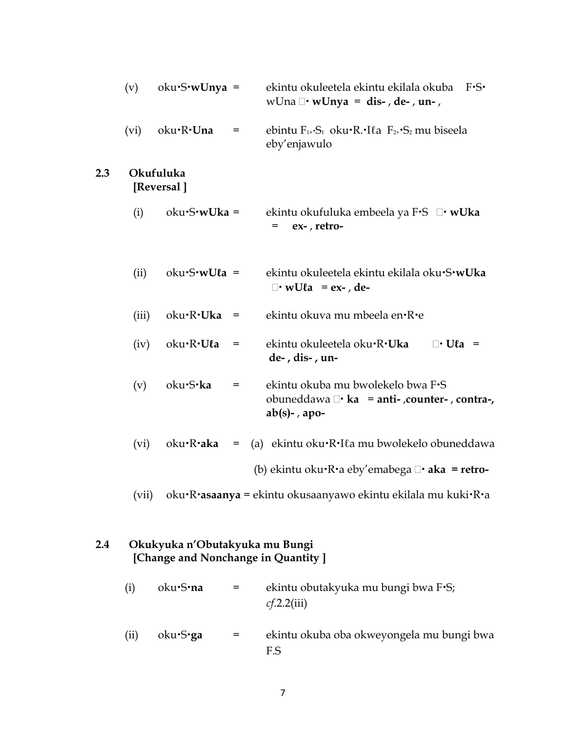(v) oku•S•**wUnya** = ekintu okuleetela ekintu ekilala okuba F•S• wUna  • **wUnya = dis-** , **de-** , **un-** ,

(vi) oku•R•**Una** = ebintu $F_{1+}$•$S_1$ oku•R.•Iℓa $F_{2+}$•$S_2$ mu biseela eby'enjawulo

## 2.3 Okufuluka [Reversal ]

(i) oku•S•**wUka** = ekintu okufuluka embeela ya F•S  • **wUka** = **ex-** , **retro-**

(ii) oku•S•**wUℓa** = ekintu okuleetela ekintu ekilala oku•S•**wUka**  • **wUℓa = ex-** , **de-**

(iii) oku•R•**Uka** = ekintu okuva mu mbeela en•R•e

(iv) oku•R•**Uℓa** = ekintu okuleetela oku•R•**Uka**  • **Uℓa** = **de- , dis- , un-**

(v) oku•S•**ka** = ekintu okuba mu bwolekelo bwa F•S obuneddawa  • **ka** = **anti-** ,**counter-** , **contra-, ab(s)-** , **apo-**

(vi) oku•R•**aka** = (a) ekintu oku•R•Iℓa mu bwolekelo obuneddawa

(b) ekintu oku•R•a eby'emabega  • **aka = retro-**

(vii) oku•R•**asaanya** = ekintu okusaanyawo ekintu ekilala mu kuki•R•a

## 2.4 Okukyuka n'Obutakyuka mu Bungi [Change and Nonchange in Quantity ]

(i) oku•S•**na** = ekintu obutakyuka mu bungi bwa F•S; *cf.*2.2(iii)

(ii) oku•S•**ga** = ekintu okuba oba okweyongela mu bungi bwa F.S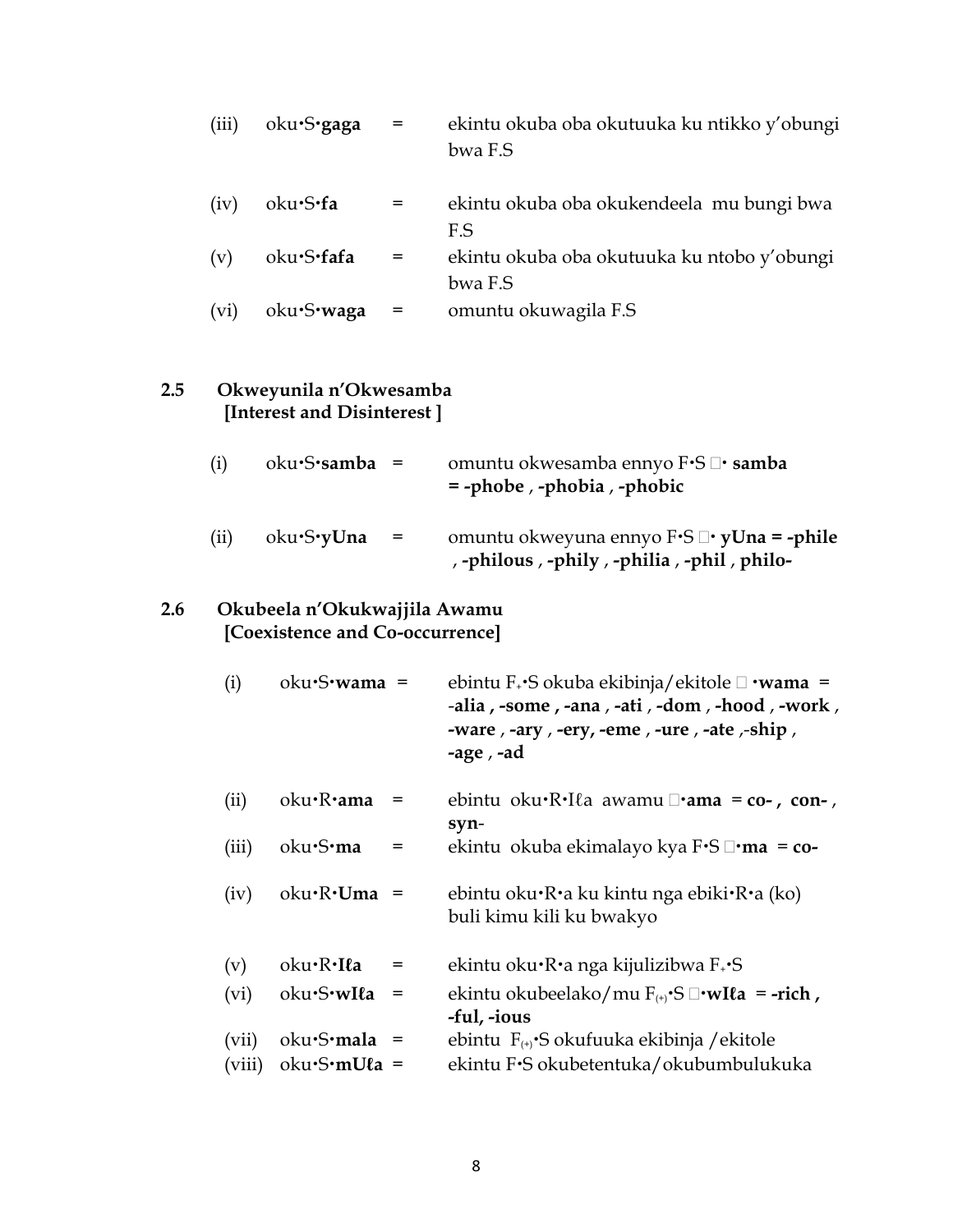| | | | |
|---|---|---|---|
| (iii) | oku•S•**gaga** | = | ekintu okuba oba okutuuka ku ntikko y'obungi bwa F.S |
| (iv) | oku•S•**fa** | = | ekintu okuba oba okukendeela mu bungi bwa F.S |
| (v) | oku•S•**fafa** | = | ekintu okuba oba okutuuka ku ntobo y'obungi bwa F.S |
| (vi) | oku•S•**waga** | = | omuntu okuwagila F.S |

## 2.5 Okweyunila n'Okwesamba [Interest and Disinterest ]

| | | | |
|---|---|---|---|
| (i) | oku•S•**samba** | = | omuntu okwesamba ennyo F•S □• **samba = -phobe** , **-phobia** , **-phobic** |
| (ii) | oku•S•**yUna** | = | omuntu okweyuna ennyo F•S □• **yUna = -phile** , **-philous** , **-phily** , **-philia** , **-phil** , **philo-** |

## 2.6 Okubeela n'Okukwajjila Awamu [Coexistence and Co-occurrence]

| | | | |
|---|---|---|---|
| (i) | oku•S•**wama** | = | ebintu $F_{+}$•S okuba ekibinja/ekitole □ •**wama** = -**alia ,** **-some ,** **-ana** , **-ati** , **-dom** , **-hood** , **-work** , **-ware** , **-ary** , **-ery,** **-eme** , **-ure** , **-ate** ,**-ship** , **-age** , **-ad** |
| (ii) | oku•R•**ama** | = | ebintu oku•R•Iℓa awamu □•**ama** = **co- ,** **con-** , **syn-** |
| (iii) | oku•S•**ma** | = | ekintu okuba ekimalayo kya F•S □•**ma** = **co-** |
| (iv) | oku•R•**Uma** | = | ebintu oku•R•a ku kintu nga ebiki•R•a (ko) buli kimu kili ku bwakyo |
| (v) | oku•R•**Iℓa** | = | ekintu oku•R•a nga kijulizibwa $F_{+}$•S |
| (vi) | oku•S•**wIℓa** | = | ekintu okubeelako/mu $F_{(+)}$•S □•**wIℓa** = **-rich ,** **-ful, -ious** |
| (vii) | oku•S•**mala** | = | ebintu $F_{(+)}$•S okufuuka ekibinja /ekitole |
| (viii) | oku•S•**mUℓa** | = | ekintu F•S okubetentuka/okubumbulukuka |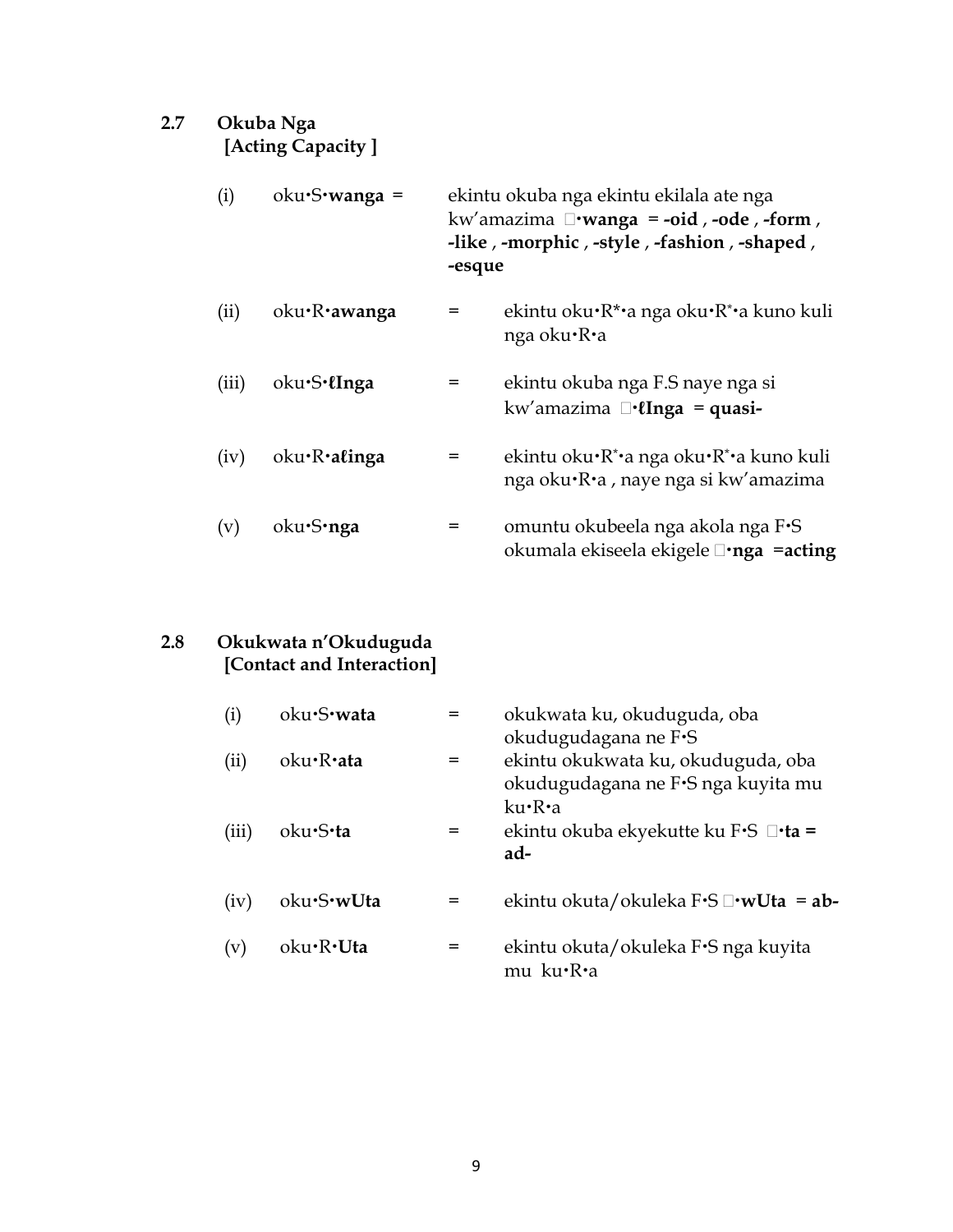## 2.7 Okuba Nga
### [Acting Capacity ]

| | | | |
|---|---|---|---|
| (i) | oku•S•**wanga** = | | ekintu okuba nga ekintu ekilala ate nga kw'amazima □•**wanga** = **-oid** , **-ode** , **-form** , **-like** , **-morphic** , **-style** , **-fashion** , **-shaped** , **-esque** |
| (ii) | oku•R•**awanga** | = | ekintu oku•R*•a nga oku•R*•a kuno kuli nga oku•R•a |
| (iii) | oku•S•**ℓInga** | = | ekintu okuba nga F.S naye nga si kw'amazima □•**ℓInga** = **quasi-** |
| (iv) | oku•R•**aℓinga** | = | ekintu oku•R*•a nga oku•R*•a kuno kuli nga oku•R•a , naye nga si kw'amazima |
| (v) | oku•S•**nga** | = | omuntu okubeela nga akola nga F•S okumala ekiseela ekigele □•**nga** =**acting** |

## 2.8 Okukwata n'Okuduguda
### [Contact and Interaction]

| | | | |
|---|---|---|---|
| (i) | oku•S•**wata** | = | okukwata ku, okuduguda, oba okudugudagana ne F•S |
| (ii) | oku•R•**ata** | = | ekintu okukwata ku, okuduguda, oba okudugudagana ne F•S nga kuyita mu ku•R•a |
| (iii) | oku•S•**ta** | = | ekintu okuba ekyekutte ku F•S □•**ta** = **ad-** |
| (iv) | oku•S•**wUta** | = | ekintu okuta/okuleka F•S □•**wUta** = **ab-** |
| (v) | oku•R•**Uta** | = | ekintu okuta/okuleka F•S nga kuyita mu ku•R•a |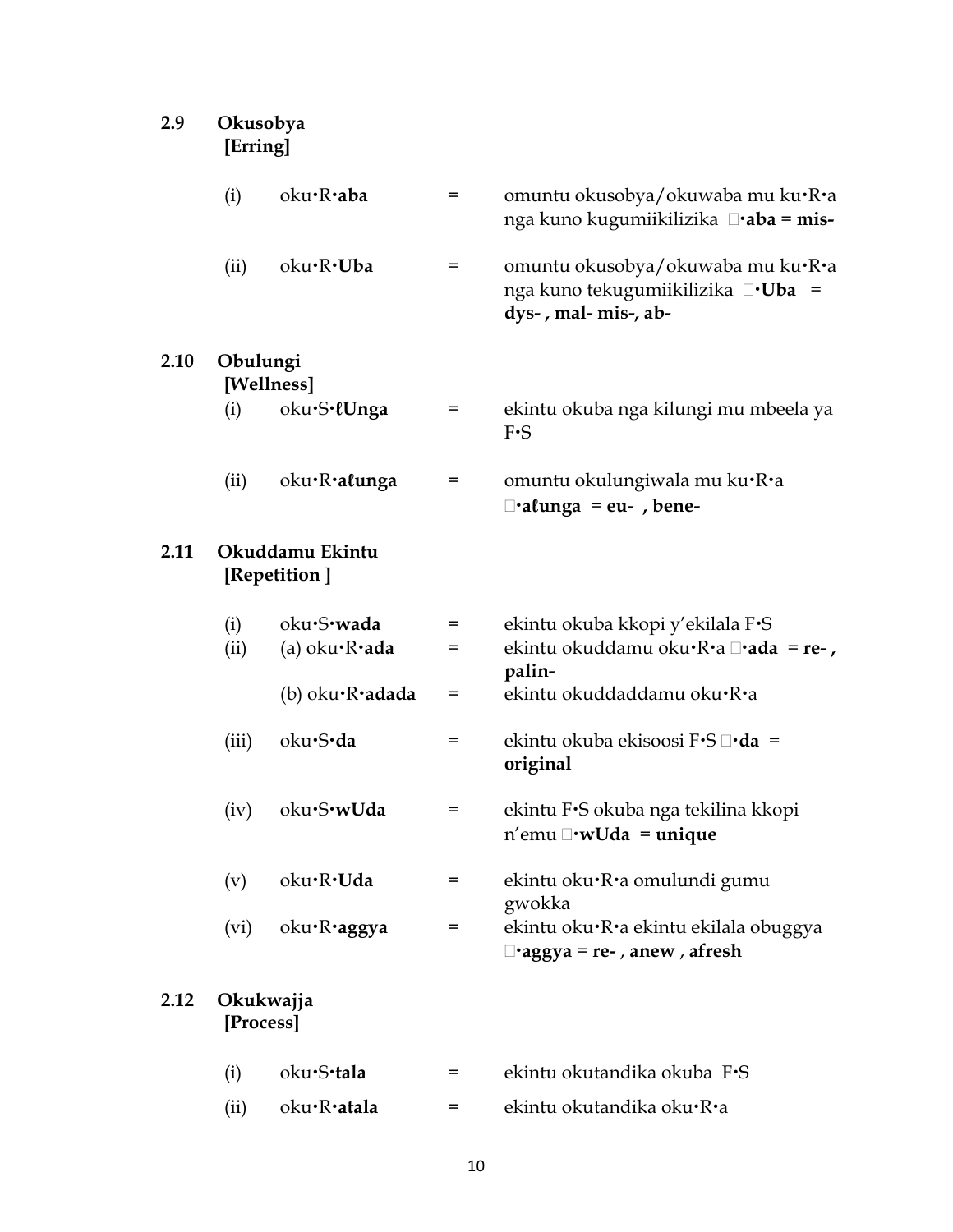**2.9 Okusobya**
**[Erring]**

| | | | |
|---|---|---|---|
| (i) | oku•R•**aba** | = | omuntu okusobya/okuwaba mu ku•R•a nga kuno kugumiikilizika □•**aba = mis-** |
| (ii) | oku•R•**Uba** | = | omuntu okusobya/okuwaba mu ku•R•a nga kuno tekugumiikilizika □•**Uba = dys- , mal- mis-, ab-** |

**2.10 Obulungi**
**[Wellness]**

| | | | |
|---|---|---|---|
| (i) | oku•S•**ℓUnga** | = | ekintu okuba nga kilungi mu mbeela ya F•S |
| (ii) | oku•R•**aℓunga** | = | omuntu okulungiwala mu ku•R•a □•**aℓunga = eu- , bene-** |

**2.11 Okuddamu Ekintu**
**[Repetition ]**

| | | | |
|---|---|---|---|
| (i) | oku•S•**wada** | = | ekintu okuba kkopi y'ekilala F•S |
| (ii) | (a) oku•R•**ada** | = | ekintu okuddamu oku•R•a □•**ada = re- , palin-** |
| | (b) oku•R•**adada** | = | ekintu okuddaddamu oku•R•a |
| (iii) | oku•S•**da** | = | ekintu okuba ekisoosi F•S □•**da = original** |
| (iv) | oku•S•**wUda** | = | ekintu F•S okuba nga tekilina kkopi n'emu □•**wUda = unique** |
| (v) | oku•R•**Uda** | = | ekintu oku•R•a omulundi gumu gwokka |
| (vi) | oku•R•**aggya** | = | ekintu oku•R•a ekintu ekilala obuggya □•**aggya = re-** , **anew** , **afresh** |

**2.12 Okukwajja**
**[Process]**

| | | | |
|---|---|---|---|
| (i) | oku•S•**tala** | = | ekintu okutandika okuba F•S |
| (ii) | oku•R•**atala** | = | ekintu okutandika oku•R•a |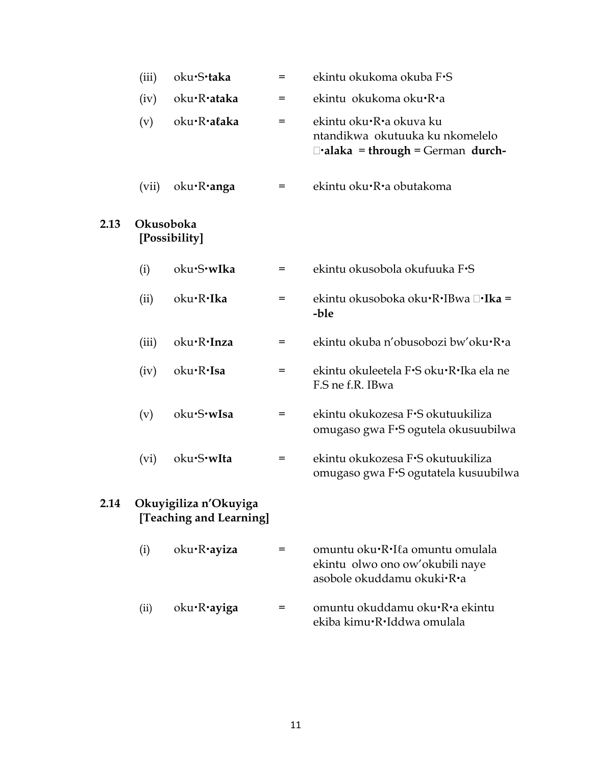(iii) oku•S•**taka** = ekintu okukoma okuba F•S

(iv) oku•R•**ataka** = ekintu okukoma oku•R•a

(v) oku•R•**aɫaka** = ekintu oku•R•a okuva ku ntandikwa okutuuka ku nkomelelo □•**alaka** = **through** = German **durch-**

(vii) oku•R•**anga** = ekintu oku•R•a obutakoma

## 2.13 Okusoboka [Possibility]

(i) oku•S•**wIka** = ekintu okusobola okufuuka F•S

(ii) oku•R•**Ika** = ekintu okusoboka oku•R•IBwa □•**Ika** = **-ble**

(iii) oku•R•**Inza** = ekintu okuba n'obusobozi bw'oku•R•a

(iv) oku•R•**Isa** = ekintu okuleetela F•S oku•R•Ika ela ne F.S ne f.R. IBwa

(v) oku•S•**wIsa** = ekintu okukozesa F•S okutuukiliza omugaso gwa F•S ogutela okusuubilwa

(vi) oku•S•**wIta** = ekintu okukozesa F•S okutuukiliza omugaso gwa F•S ogutatela kusuubilwa

## 2.14 Okuyigiliza n'Okuyiga [Teaching and Learning]

(i) oku•R•**ayiza** = omuntu oku•R•Iℓa omuntu omulala ekintu olwo ono ow'okubili naye asobole okuddamu okuki•R•a

(ii) oku•R•**ayiga** = omuntu okuddamu oku•R•a ekintu ekiba kimu•R•Iddwa omulala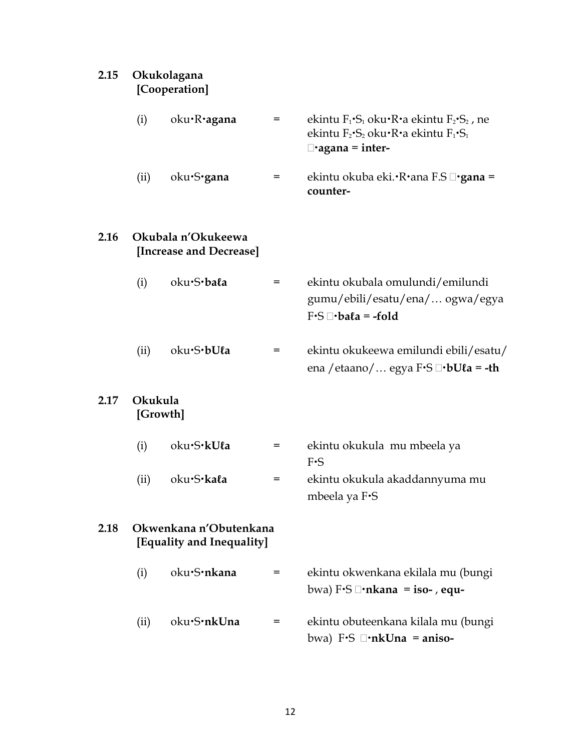## 2.15 Okukolagana
**[Cooperation]**

(i) oku•R•**agana** = ekintu $F_1$•$S_1$ oku•R•a ekintu $F_2$•$S_2$ , ne ekintu $F_2$•$S_2$ oku•R•a ekintu $F_1$•$S_1$ □•**agana** = **inter-**

(ii) oku•S•**gana** = ekintu okuba eki.•R•ana F.S □•**gana** = **counter-**

## 2.16 Okubala n'Okukeewa
**[Increase and Decrease]**

(i) oku•S•**baℓa** = ekintu okubala omulundi/emilundi gumu/ebili/esatu/ena/… ogwa/egya F•S □•**baℓa** = **-fold**

(ii) oku•S•**bUℓa** = ekintu okukeewa emilundi ebili/esatu/ ena /etaano/… egya F•S □•**bUℓa** = **-th**

## 2.17 Okukula
**[Growth]**

(i) oku•S•**kUℓa** = ekintu okukula mu mbeela ya F•S

(ii) oku•S•**kaℓa** = ekintu okukula akaddannyuma mu mbeela ya F•S

## 2.18 Okwenkana n'Obutenkana
**[Equality and Inequality]**

(i) oku•S•**nkana** = ekintu okwenkana ekilala mu (bungi bwa) F•S □•**nkana** = **iso-** , **equ-**

(ii) oku•S•**nkUna** = ekintu obuteenkana kilala mu (bungi bwa) F•S □•**nkUna** = **aniso-**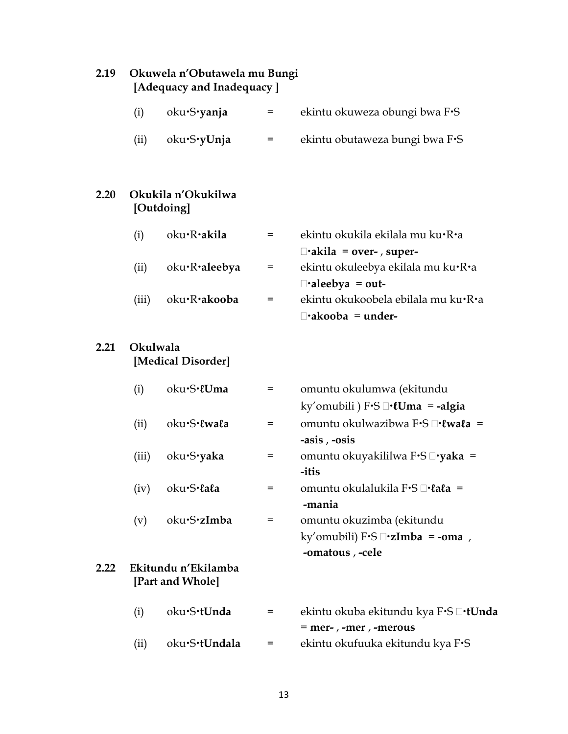## 2.19 Okuwela n'Obutawela mu Bungi
[Adequacy and Inadequacy ]

| | | | |
|---|---|---|---|
| (i) | oku•S•**yanja** | = | ekintu okuweza obungi bwa F•S |
| (ii) | oku•S•**yUnja** | = | ekintu obutaweza bungi bwa F•S |

## 2.20 Okukila n'Okukilwa
[Outdoing]

| | | | |
|---|---|---|---|
| (i) | oku•R•**akila** | = | ekintu okukila ekilala mu ku•R•a <br> □•**akila** = **over-** , **super-** |
| (ii) | oku•R•**aleebya** | = | ekintu okuleebya ekilala mu ku•R•a <br> □•**aleebya** = **out-** |
| (iii) | oku•R•**akooba** | = | ekintu okukoobela ebilala mu ku•R•a <br> □•**akooba** = **under-** |

## 2.21 Okulwala
[Medical Disorder]

| | | | |
|---|---|---|---|
| (i) | oku•S•**ℓUma** | = | omuntu okulumwa (ekitundu ky'omubili ) F•S □•**ℓUma** = **-algia** |
| (ii) | oku•S•**ℓwaℓa** | = | omuntu okulwazibwa F•S □•**ℓwaℓa** = **-asis** , **-osis** |
| (iii) | oku•S•**yaka** | = | omuntu okuyakililwa F•S □•**yaka** = **-itis** |
| (iv) | oku•S•**ℓaℓa** | = | omuntu okulalukila F•S □•**ℓaℓa** = **-mania** |
| (v) | oku•S•**zImba** | = | omuntu okuzimba (ekitundu ky'omubili) F•S □•**zImba** = **-oma** , **-omatous** , **-cele** |

## 2.22 Ekitundu n'Ekilamba
[Part and Whole]

| | | | |
|---|---|---|---|
| (i) | oku•S•**tUnda** | = | ekintu okuba ekitundu kya F•S □•**tUnda** = **mer-** , **-mer** , **-merous** |
| (ii) | oku•S•**tUndala** | = | ekintu okufuuka ekitundu kya F•S |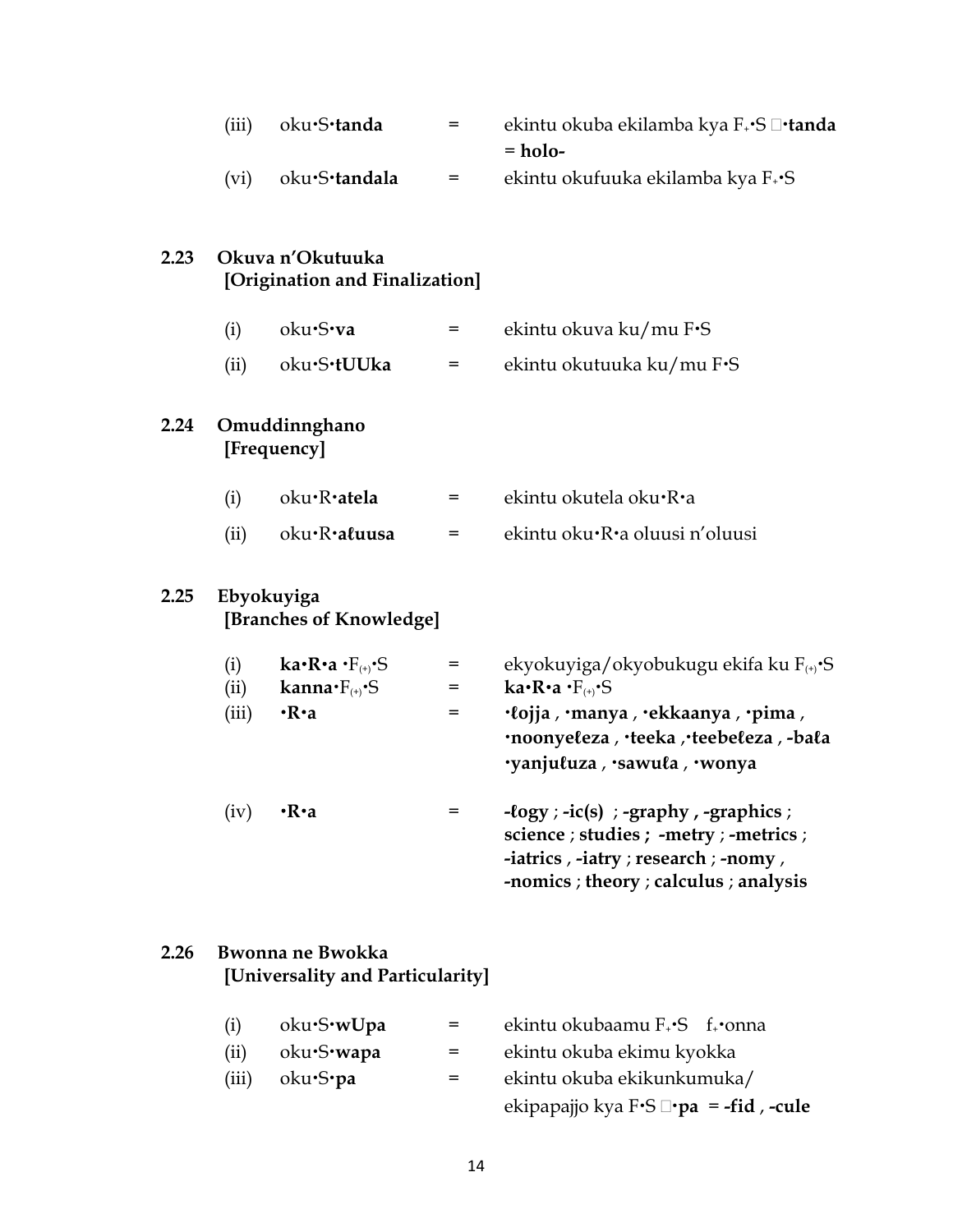(iii) oku•S•**tanda** = ekintu okuba ekilamba kya $F_{+}$•S □•**tanda** = **holo-**

(vi) oku•S•**tandala** = ekintu okufuuka ekilamba kya $F_{+}$•S

## 2.23 Okuva n'Okutuuka [Origination and Finalization]

(i) oku•S•**va** = ekintu okuva ku/mu F•S

(ii) oku•S•**tUUka** = ekintu okutuuka ku/mu F•S

## 2.24 Omuddinnghano [Frequency]

(i) oku•R•**atela** = ekintu okutela oku•R•a

(ii) oku•R•**aɫuusa** = ekintu oku•R•a oluusi n'oluusi

## 2.25 Ebyokuyiga [Branches of Knowledge]

(i) **ka•R•a** •$F_{(+)}$•S = ekyokuyiga/okyobukugu ekifa ku $F_{(+)}$•S

(ii) **kanna**•$F_{(+)}$•S = **ka•R•a** •$F_{(+)}$•S

(iii) **•R•a** = **•ɫojja** , **•manya** , **•ekkaanya** , **•pima** , **•noonyeɫeza** , **•teeka** ,**•teebeɫeza** , **-baɫa** **•yanjuɫuza** , **•sawuɫa** , **•wonya**

(iv) **•R•a** = **-ɫogy** ; **-ic(s)** ; **-graphy , -graphics** ; **science** ; **studies ; -metry** ; **-metrics** ; **-iatrics** , **-iatry** ; **research** ; **-nomy** , **-nomics** ; **theory** ; **calculus** ; **analysis**

## 2.26 Bwonna ne Bwokka [Universality and Particularity]

(i) oku•S•**wUpa** = ekintu okubaamu $F_{+}$•S $f_{+}$•onna

(ii) oku•S•**wapa** = ekintu okuba ekimu kyokka

(iii) oku•S•**pa** = ekintu okuba ekikunkumuka/ ekipapajjo kya F•S □•**pa** = **-fid** , **-cule**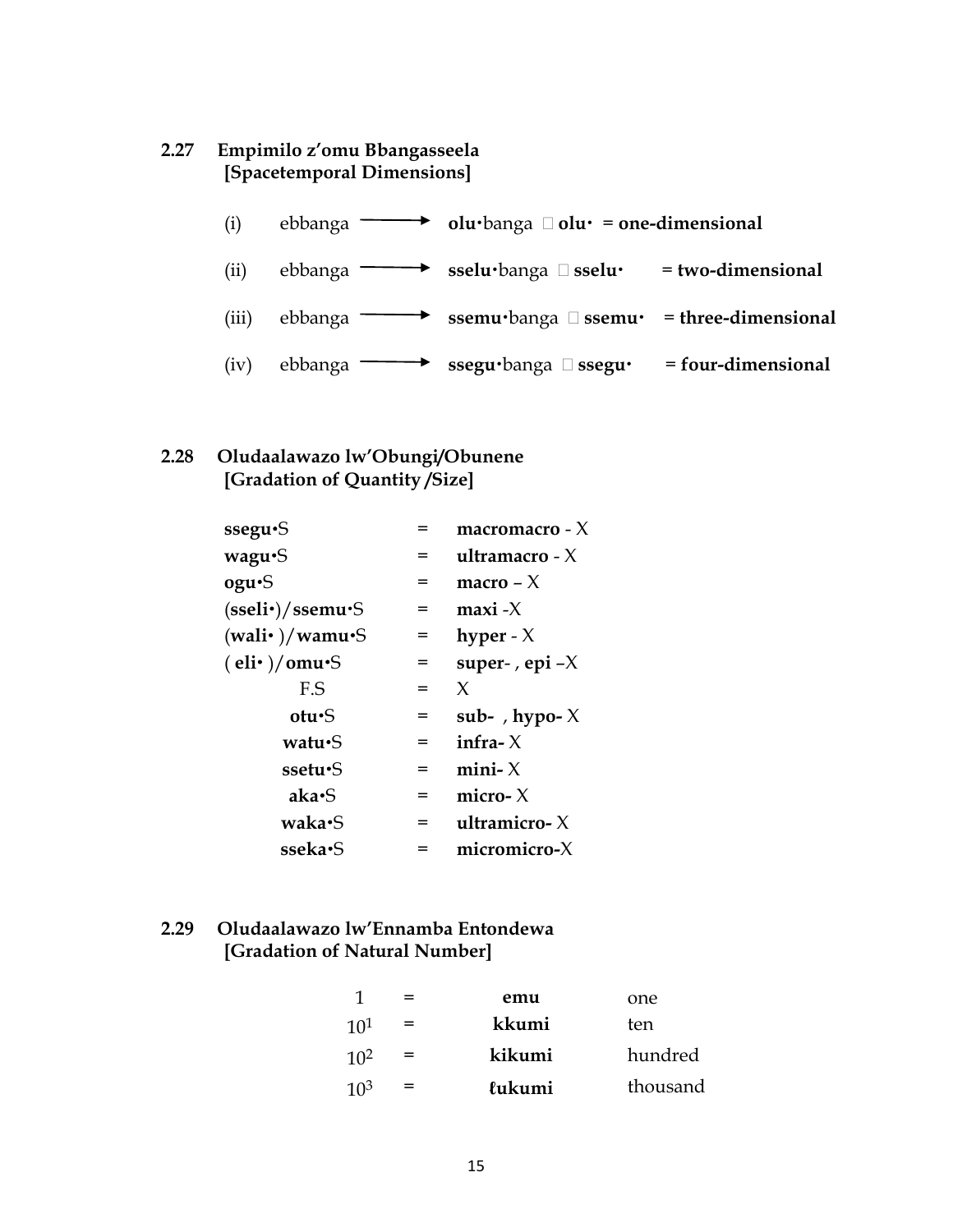## 2.27 Empimilo z'omu Bbangasseela [Spacetemporal Dimensions]

(i) ebbanga ⟶ **olu·**banga  **olu·** = **one-dimensional**

(ii) ebbanga ⟶ **sselu·**banga  **sselu·** = **two-dimensional**

(iii) ebbanga ⟶ **ssemu·**banga  **ssemu·** = **three-dimensional**

(iv) ebbanga ⟶ **ssegu·**banga  **ssegu·** = **four-dimensional**

## 2.28 Oludaalawazo lw'Obungi/Obunene [Gradation of Quantity /Size]

| | | |
|---|---|---|
| **ssegu•**S | = | **macromacro** - X |
| **wagu•**S | = | **ultramacro** - X |
| **ogu•**S | = | **macro** – X |
| (**sseli•**)/**ssemu•**S | = | **maxi** -X |
| (**wali•** )/**wamu•**S | = | **hyper** - X |
| ( **eli•** )/**omu•**S | = | **super-** , **epi** –X |
| F.S | = | X |
| **otu•**S | = | **sub-** , **hypo-** X |
| **watu•**S | = | **infra-** X |
| **ssetu•**S | = | **mini-** X |
| **aka•**S | = | **micro-** X |
| **waka•**S | = | **ultramicro-** X |
| **sseka•**S | = | **micromicro-**X |

## 2.29 Oludaalawazo lw'Ennamba Entondewa [Gradation of Natural Number]

| | | | |
|---|---|---|---|
| 1 | = | **emu** | one |
| $10^1$ | = | **kkumi** | ten |
| $10^2$ | = | **kikumi** | hundred |
| $10^3$ | = | **ƖUKUMI** | thousand |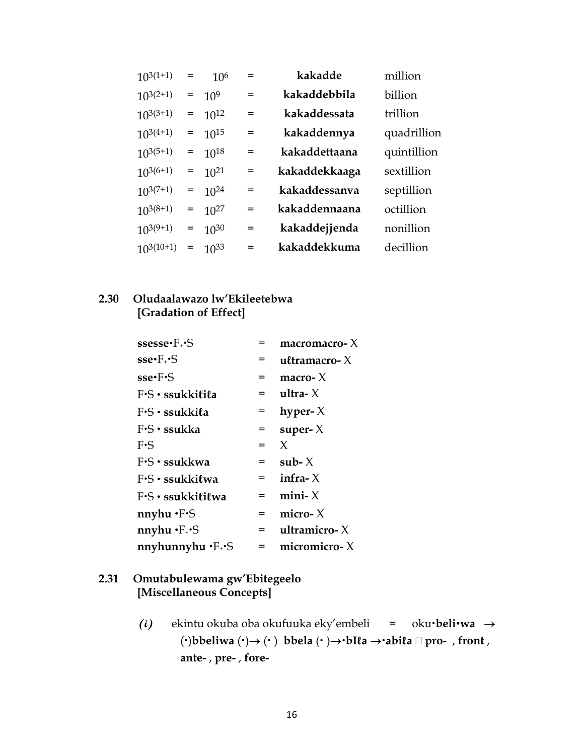| | | | | | |
|---|---|---|---|---|---|
| $10^{3(1+1)}$ | = | $10^6$ | = | **kakadde** | million |
| $10^{3(2+1)}$ | = | $10^9$ | = | **kakaddebbila** | billion |
| $10^{3(3+1)}$ | = | $10^{12}$ | = | **kakaddessata** | trillion |
| $10^{3(4+1)}$ | = | $10^{15}$ | = | **kakaddennya** | quadrillion |
| $10^{3(5+1)}$ | = | $10^{18}$ | = | **kakaddettaana** | quintillion |
| $10^{3(6+1)}$ | = | $10^{21}$ | = | **kakaddekkaaga** | sextillion |
| $10^{3(7+1)}$ | = | $10^{24}$ | = | **kakaddessanva** | septillion |
| $10^{3(8+1)}$ | = | $10^{27}$ | = | **kakaddennaana** | octillion |
| $10^{3(9+1)}$ | = | $10^{30}$ | = | **kakaddejjenda** | nonillion |
| $10^{3(10+1)}$ | = | $10^{33}$ | = | **kakaddekkuma** | decillion |

## 2.30 Oludaalawazo lw'Ekileetebwa [Gradation of Effect]

| | | |
|---|---|---|
| **ssesse**•$F_+$•S | = | **macromacro-** X |
| **sse**•$F_+$•S | = | **uƚtramacro-** X |
| **sse**•F•S | = | **macro-** X |
| F•S • **ssukkiƚiƚa** | = | **ultra-** X |
| F•S • **ssukkiƚa** | = | **hyper-** X |
| F•S • **ssukka** | = | **super-** X |
| F•S | = | X |
| F•S • **ssukkwa** | = | **sub-** X |
| F•S • **ssukkiƚwa** | = | **infra-** X |
| F•S • **ssukkiƚiƚwa** | = | **mini-** X |
| **nnyhu** •F•S | = | **micro-** X |
| **nnyhu** •$F_+$•S | = | **ultramicro-** X |
| **nnyhunnyhu** •$F_+$•S | = | **micromicro-** X |

## 2.31 Omutabulewama gw'Ebitegeelo [Miscellaneous Concepts]

***(i)*** ekintu okuba oba okufuuka eky'embeli = oku•**beli•wa** → (•)**bbeliwa** (•)→ (• ) **bbela** (• )→•**bIƚa** →•**abiƚa** □ **pro-** , **front** , **ante-** , **pre-** , **fore-**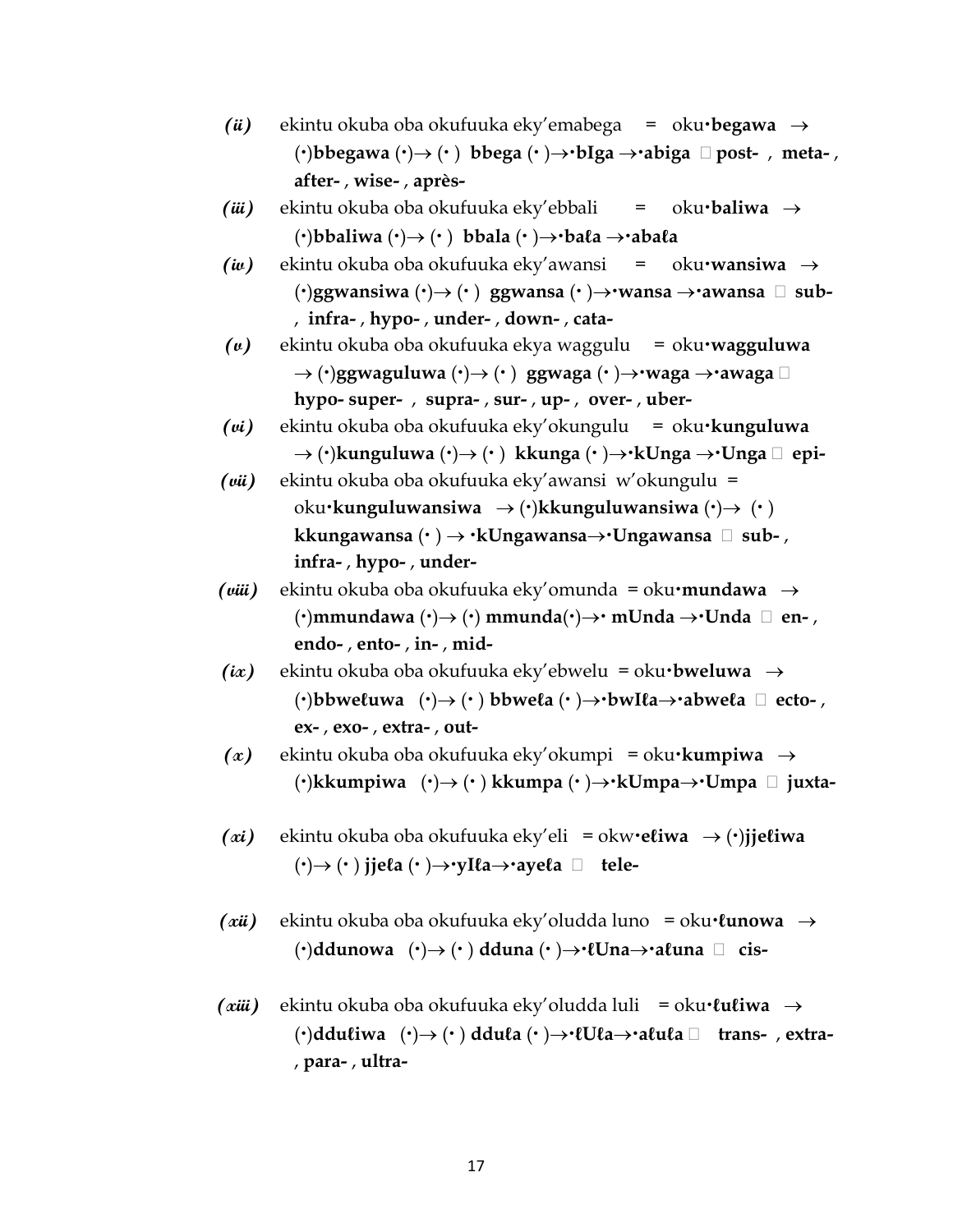*(ii)* ekintu okuba oba okufuuka eky'emabega = oku**·begawa** → (·)**bbegawa** (·)→ (· ) **bbega** (· )→**·bIga** →**·abiga** □ **post-** , **meta-** , **after-** , **wise-** , **après-**

*(iii)* ekintu okuba oba okufuuka eky'ebbali = oku**·baliwa** → (·)**bbaliwa** (·)→ (· ) **bbala** (· )→**·baɭa** →**·abaɭa**

*(iv)* ekintu okuba oba okufuuka eky'awansi = oku**·wansiwa** → (·)**ggwansiwa** (·)→ (· ) **ggwansa** (· )→**·wansa** →**·awansa** □ **sub-** , **infra-** , **hypo-** , **under-** , **down-** , **cata-**

*(v)* ekintu okuba oba okufuuka ekya waggulu = oku**·wagguluwa** → (·)**ggwaguluwa** (·)→ (· ) **ggwaga** (· )→**·waga** →**·awaga** □ **hypo- super-** , **supra-** , **sur-** , **up-** , **over-** , **uber-**

*(vi)* ekintu okuba oba okufuuka eky'okungulu = oku**·kunguluwa** → (·)**kunguluwa** (·)→ (· ) **kkunga** (· )→**·kUnga** →**·Unga** □ **epi-**

*(vii)* ekintu okuba oba okufuuka eky'awansi w'okungulu = oku**·kunguluwansiwa** → (·)**kkunguluwansiwa** (·)→ (· ) **kkungawansa** (· ) → **·kUngawansa**→**·Ungawansa** □ **sub-** , **infra-** , **hypo-** , **under-**

*(viii)* ekintu okuba oba okufuuka eky'omunda = oku**·mundawa** → (·)**mmundawa** (·)→ (·) **mmunda**(·)→**· mUnda** →**·Unda** □ **en-** , **endo-** , **ento-** , **in-** , **mid-**

*(ix)* ekintu okuba oba okufuuka eky'ebwelu = oku**·bweluwa** → (·)**bbweɭuwa** (·)→ (· ) **bbweɭa** (· )→**·bwIɭa**→**·abweɭa** □ **ecto-** , **ex-** , **exo-** , **extra-** , **out-**

*(x)* ekintu okuba oba okufuuka eky'okumpi = oku**·kumpiwa** → (·)**kkumpiwa** (·)→ (· ) **kkumpa** (· )→**·kUmpa**→**·Umpa** □ **juxta-**

*(xi)* ekintu okuba oba okufuuka eky'eli = okw**·eɭiwa** → (·)**jjeɭiwa** (·)→ (· ) **jjeɭa** (· )→**·yIɭa**→**·ayeɭa** □ **tele-**

*(xii)* ekintu okuba oba okufuuka eky'oludda luno = oku**·ɭunowa** → (·)**ddunowa** (·)→ (· ) **dduna** (· )→**·ɭUna**→**·aɭuna** □ **cis-**

*(xiii)* ekintu okuba oba okufuuka eky'oludda luli = oku**·ɭuɭiwa** → (·)**dduɭiwa** (·)→ (· ) **dduɭa** (· )→**·ɭUɭa**→**·aɭuɭa** □ **trans-** , **extra-** , **para-** , **ultra-**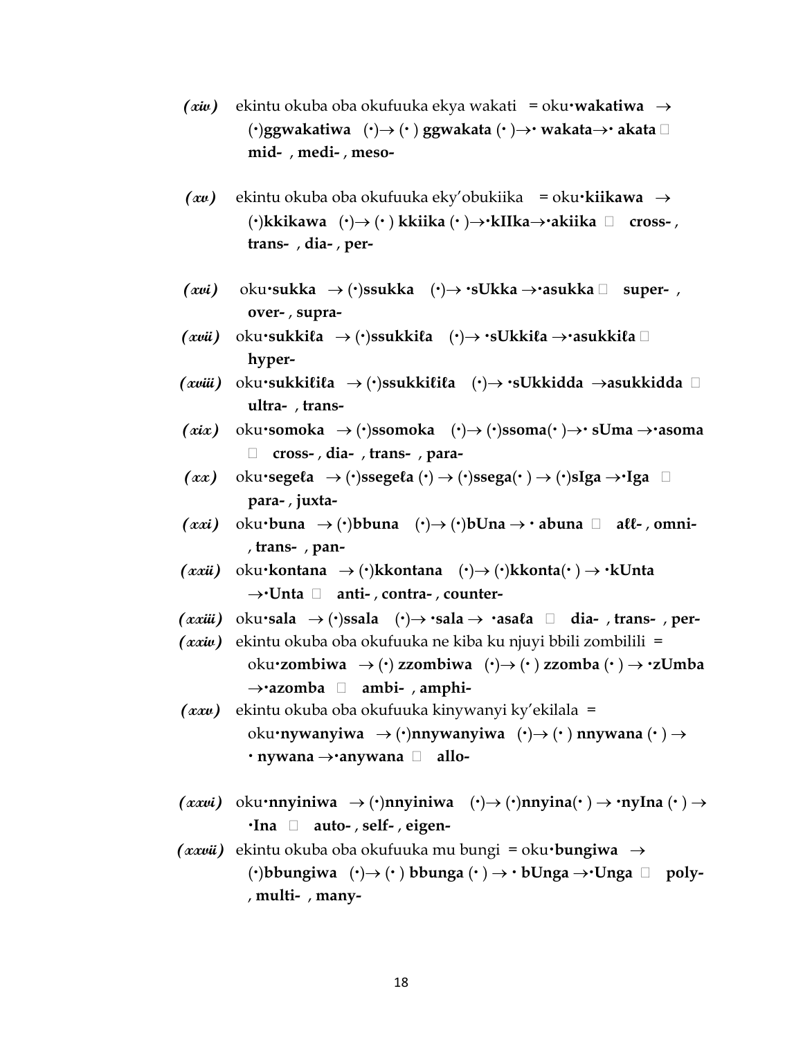*(xiv)* ekintu okuba oba okufuuka ekya wakati = oku·**wakatiwa** → (·)**ggwakatiwa** (·)→ (· ) **ggwakata** (· )→· **wakata**→· **akata**  **mid-** , **medi-** , **meso-**

*(xv)* ekintu okuba oba okufuuka eky'obukiika = oku·**kiikawa** → (·)**kkikawa** (·)→ (· ) **kkiika** (· )→·**kIIka**→·**akiika**  **cross-** , **trans-** , **dia-** , **per-**

*(xvi)* oku·**sukka** → (·)**ssukka** (·)→ ·**sUkka** →·**asukka**  **super-** , **over-** , **supra-**

*(xvii)* oku·**sukkiℓa** → (·)**ssukkiℓa** (·)→ ·**sUkkiℓa** →·**asukkiℓa**  **hyper-**

*(xviii)* oku·**sukkiℓiℓa** → (·)**ssukkiℓiℓa** (·)→ ·**sUkkidda** →**asukkidda**  **ultra-** , **trans-**

*(xix)* oku·**somoka** → (·)**ssomoka** (·)→ (·)**ssoma**(· )→· **sUma** →·**asoma**  **cross-** , **dia-** , **trans-** , **para-**

*(xx)* oku·**segeℓa** → (·)**ssegeℓa** (·) → (·)**ssega**(· ) → (·)**sIga** →·**Iga**  **para-** , **juxta-**

*(xxi)* oku·**buna** → (·)**bbuna** (·)→ (·)**bUna** → · **abuna**  **aℓℓ-** , **omni-** , **trans-** , **pan-**

*(xxii)* oku·**kontana** → (·)**kkontana** (·)→ (·)**kkonta**(· ) → ·**kUnta** →·**Unta**  **anti-** , **contra-** , **counter-**

*(xxiii)* oku·**sala** → (·)**ssala** (·)→ ·**sala** → ·**asaℓa**  **dia-** , **trans-** , **per-**

*(xxiv)* ekintu okuba oba okufuuka ne kiba ku njuyi bbili zombilili = oku·**zombiwa** → (·) **zzombiwa** (·)→ (· ) **zzomba** (· ) → ·**zUmba** →·**azomba**  **ambi-** , **amphi-**

*(xxv)* ekintu okuba oba okufuuka kinywanyi ky'ekilala = oku·**nywanyiwa** → (·)**nnywanyiwa** (·)→ (· ) **nnywana** (· ) → · **nywana** →·**anywana**  **allo-**

*(xxvi)* oku·**nnyiniwa** → (·)**nnyiniwa** (·)→ (·)**nnyina**(· ) → ·**nyIna** (· ) → ·**Ina**  **auto-** , **self-** , **eigen-**

*(xxvii)* ekintu okuba oba okufuuka mu bungi = oku·**bungiwa** → (·)**bbungiwa** (·)→ (· ) **bbunga** (· ) → · **bUnga** →·**Unga**  **poly-** , **multi-** , **many-**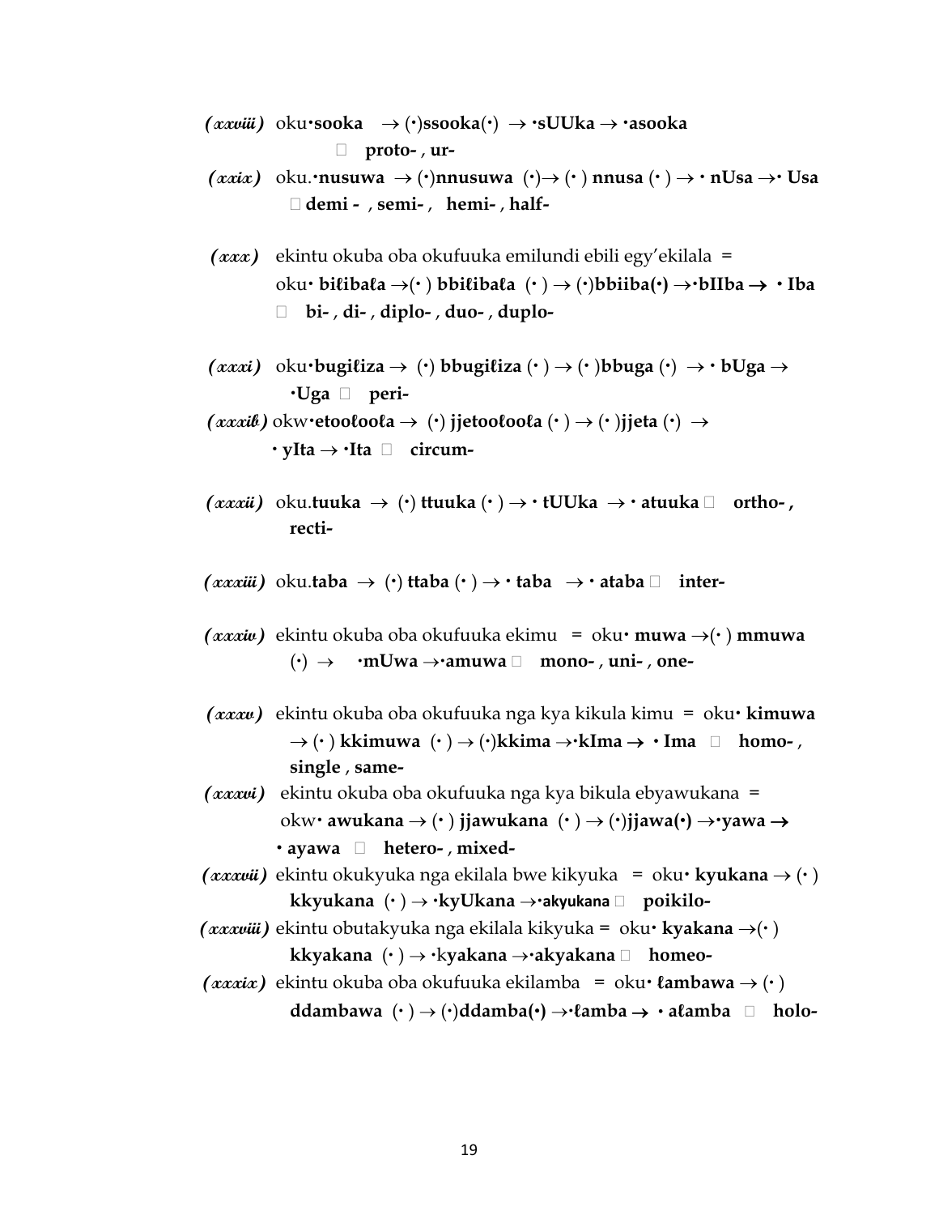*(xxviii)* oku·**sooka** → (·)**ssooka**(·) → ·**sUUka** → ·**asooka**
  **proto-** , **ur-**

*(xxix)* oku.·**nusuwa** → (·)**nnusuwa** (·)→ (· ) **nnusa** (· ) → · **nUsa** →· **Usa**
  **demi -** , **semi-** , **hemi-** , **half-**

*(xxx)* ekintu okuba oba okufuuka emilundi ebili egy'ekilala =
oku· **biℓibaℓa** →(· ) **bbiℓibaℓa** (· ) → (·)**bbiiba(·)** →·**bIIba** → · **Iba**
  **bi-** , **di-** , **diplo-** , **duo-** , **duplo-**

*(xxxi)* oku·**bugiℓiza** → (·) **bbugiℓiza** (· ) → (· )**bbuga** (·) → · **bUga** →
·**Uga**  **peri-**

*(xxxib)* okw·**etooℓooℓa** → (·) **jjetooℓooℓa** (· ) → (· )**jjeta** (·) →
· **yIta** → ·**Ita**  **circum-**

*(xxxii)* oku.**tuuka** → (·) **ttuuka** (· ) → · **tUUka** → · **atuuka**  **ortho-** , **recti-**

*(xxxiii)* oku.**taba** → (·) **ttaba** (· ) → · **taba** → · **ataba**  **inter-**

*(xxxiv)* ekintu okuba oba okufuuka ekimu = oku· **muwa** →(· ) **mmuwa**
(·) → ·**mUwa** →·**amuwa**  **mono-** , **uni-** , **one-**

*(xxxv)* ekintu okuba oba okufuuka nga kya kikula kimu = oku· **kimuwa**
→ (· ) **kkimuwa** (· ) → (·)**kkima** →·**kIma** → · **Ima**  **homo-** , **single** , **same-**

*(xxxvi)* ekintu okuba oba okufuuka nga kya bikula ebyawukana =
okw· **awukana** → (· ) **jjawukana** (· ) → (·)**jjawa(·)** →·**yawa** →
· **ayawa**  **hetero-** , **mixed-**

*(xxxvii)* ekintu okukyuka nga ekilala bwe kikyuka = oku· **kyukana** → (· )
**kkyukana** (· ) → ·**kyUkana** →·**akyukana**  **poikilo-**

*(xxxviii)* ekintu obutakyuka nga ekilala kikyuka = oku· **kyakana** →(· )
**kkyakana** (· ) → ·**kyakana** →·**akyakana**  **homeo-**

*(xxxix)* ekintu okuba oba okufuuka ekilamba = oku· **ℓambawa** → (· )
**ddambawa** (· ) → (·)**ddamba(·)** →·**ℓamba** → · **aℓamba**  **holo-**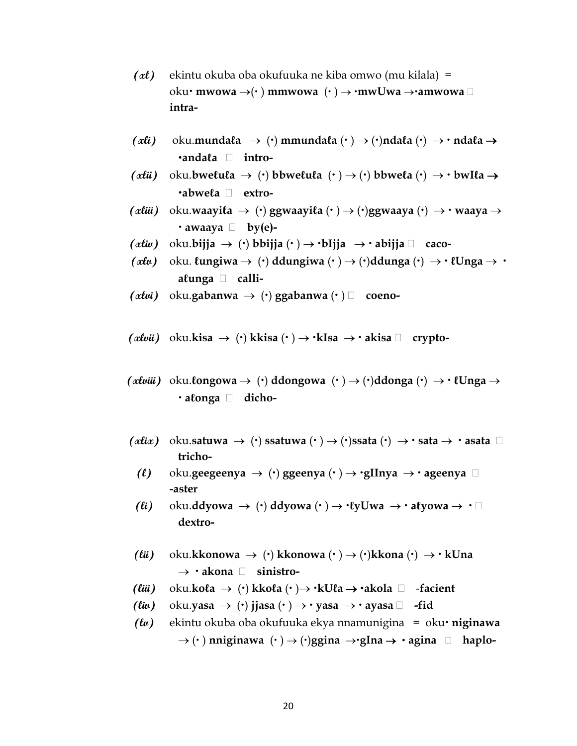*(xl)* ekintu okuba oba okufuuka ne kiba omwo (mu kilala) = oku• **mwowa** →(• ) **mmwowa** (• ) → **•mwUwa** →**•amwowa** □ **intra-**

*(xli)* oku.**mundaɫa** → (•) **mmundaɫa** (• ) → (•)**ndaɫa** (•) → • **ndaɫa** → **•andaɫa** □ **intro-**

*(xlii)* oku.**bweɫuɫa** → (•) **bbweɫuɫa** (• ) → (•) **bbweɫa** (•) → • **bwIɫa** → **•abweɫa** □ **extro-**

*(xliii)* oku.**waayiɫa** → (•) **ggwaayiɫa** (• ) → (•)**ggwaaya** (•) → • **waaya** → • **awaaya** □ **by(e)-**

*(xliv)* oku.**bijja** → (•) **bbijja** (• ) → **•bIjja** → • **abijja** □ **caco-**

*(xlv)* oku. **ɫungiwa** → (•) **ddungiwa** (• ) → (•)**ddunga** (•) → • **ɫUnga** → • **aɫunga** □ **calli-**

*(xlvi)* oku.**gabanwa** → (•) **ggabanwa** (• ) □ **coeno-**

*(xlvii)* oku.**kisa** → (•) **kkisa** (• ) → **•kIsa** → • **akisa** □ **crypto-**

*(xlviii)* oku.**ɫongowa** → (•) **ddongowa** (• ) → (•)**ddonga** (•) → • **ɫUnga** → • **aɫonga** □ **dicho-**

*(xlix)* oku.**satuwa** → (•) **ssatuwa** (• ) → (•)**ssata** (•) → • **sata** → • **asata** □ **tricho-**

*(l)* oku.**geegeenya** → (•) **ggeenya** (• ) → **•gIInya** → • **ageenya** □ **-aster**

*(li)* oku.**ddyowa** → (•) **ddyowa** (• ) → **•ɫyUwa** → • **aɫyowa** → • □ **dextro-**

*(lii)* oku.**kkonowa** → (•) **kkonowa** (• ) → (•)**kkona** (•) → • **kUna** → • **akona** □ **sinistro-**

*(liii)* oku.**koɫa** → (•) **kkoɫa** (• )→ **•kUɫa** → **•akola** □ **-facient**

*(liv)* oku.**yasa** → (•) **jjasa** (• ) → • **yasa** → • **ayasa** □ **-fid**

*(lv)* ekintu okuba oba okufuuka ekya nnamunigina = oku• **niginawa** → (• ) **nniginawa** (• ) → (•)**ggina** →**•gIna** → • **agina** □ **haplo-**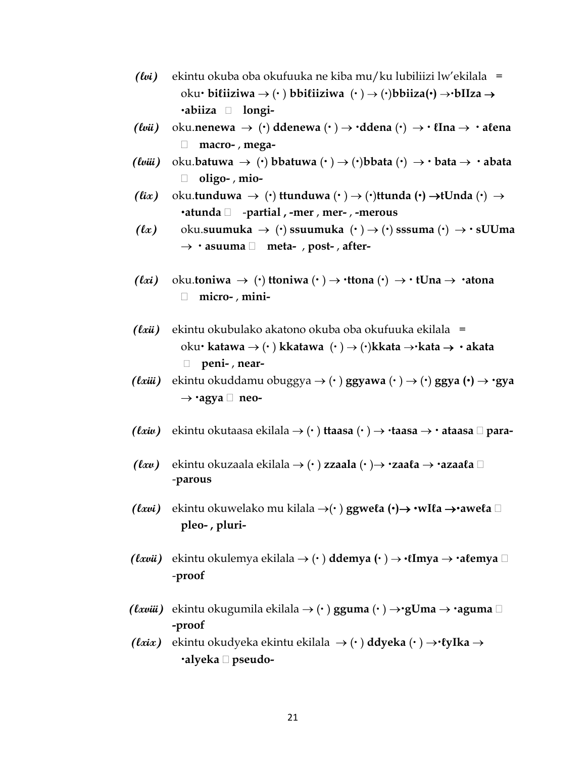*(ℓvi)* ekintu okuba oba okufuuka ne kiba mu/ku lubiliizi lw'ekilala = oku• **biℓiiziwa** → (• ) **bbiℓiiziwa** (• ) → (•)**bbiiza(•)** →•**bIIza** → •**abiiza**  **longi-**

*(ℓvii)* oku.**nenewa** → (•) **ddenewa** (• ) → •**ddena** (•) → • **ℓIna** → • **aℓena**  **macro-** , **mega-**

*(ℓviii)* oku.**batuwa** → (•) **bbatuwa** (• ) → (•)**bbata** (•) → • **bata** → • **abata**  **oligo-** , **mio-**

*(ℓix)* oku.**tunduwa** → (•) **ttunduwa** (• ) → (•)**ttunda (•)** →**tUnda** (•) → •**atunda**  -**partial** , **-mer** , **mer-** , **-merous**

*(ℓx)* oku.**suumuka** → (•) **ssuumuka** (• ) → (•) **sssuma** (•) → • **sUUma** → • **asuuma**  **meta-** , **post-** , **after-**

*(ℓxi)* oku.**toniwa** → (•) **ttoniwa** (• ) → •**ttona** (•) → • **tUna** → •**atona**  **micro-** , **mini-**

*(ℓxii)* ekintu okubulako akatono okuba oba okufuuka ekilala = oku• **katawa** → (• ) **kkatawa** (• ) → (•)**kkata** →•**kata** → • **akata**  **peni-** , **near-**

*(ℓxiii)* ekintu okuddamu obuggya → (• ) **ggyawa** (• ) → (•) **ggya (•)** → •**gya** → •**agya**  **neo-**

*(ℓxiv)* ekintu okutaasa ekilala → (• ) **ttaasa** (• ) → •**taasa** → • **ataasa**  **para-**

*(ℓxv)* ekintu okuzaala ekilala → (• ) **zzaala** (• )→ •**zaaℓa** → •**azaaℓa**  -**parous**

*(ℓxvi)* ekintu okuweℓako mu kilala →(• ) **ggweℓa (•)**→ •**wIℓa** →•**aweℓa**  **pleo-** , **pluri-**

*(ℓxvii)* ekintu okulemya ekilala → (• ) **ddemya (•** ) → •**ℓImya** → •**aℓemya**  -**proof**

*(ℓxviii)* ekintu okugumila ekilala → (• ) **gguma** (• ) →•**gUma** → •**aguma**  **-proof**

*(ℓxix)* ekintu okudyeka ekintu ekilala → (• ) **ddyeka** (• ) →•**ℓyIka** → •**alyeka**  **pseudo-**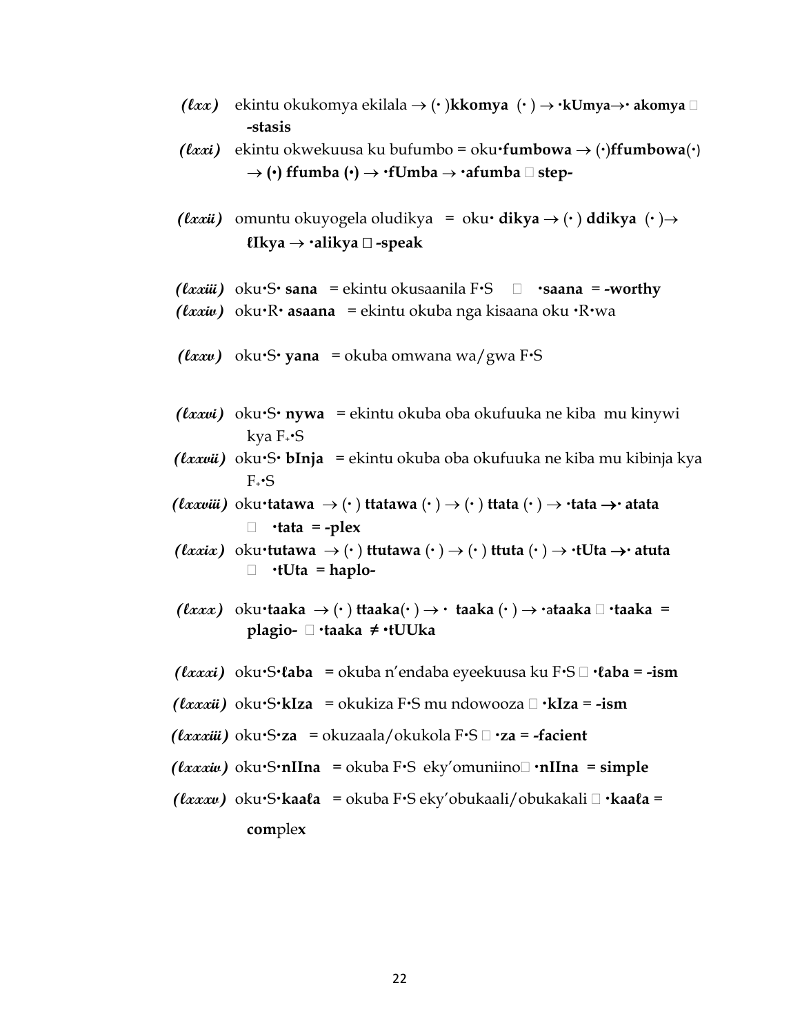***(ℓxx)*** ekintu okukomya ekilala → (• )**kkomya** (• ) → •**kUmya**→• **akomya** 
**-stasis**

***(ℓxxi)*** ekintu okwekuusa ku bufumbo = oku•**fumbowa** → (•)**ffumbowa**(•) → **(•) ffumba (•)** → •**fUmba** → •**afumba**  **step-**

***(ℓxxii)*** omuntu okuyogela oludikya = oku• **dikya** → (• ) **ddikya** (• )→ **ℓIkya** → •**alikya**  **-speak**

***(ℓxxiii)*** oku•S• **sana** = ekintu okusaanila F•S  •**saana** = **-worthy**

***(ℓxxiv)*** oku•R• **asaana** = ekintu okuba nga kisaana oku •R•wa

***(ℓxxv)*** oku•S• **yana** = okuba omwana wa/gwa F•S

***(ℓxxvi)*** oku•S• **nywa** = ekintu okuba oba okufuuka ne kiba mu kinywi kya $F_{+}$•S

***(ℓxxvii)*** oku•S• **bInja** = ekintu okuba oba okufuuka ne kiba mu kibinja kya $F_{+}$•S

***(ℓxxviii)*** oku•**tatawa** → (• ) **ttatawa** (• ) → (• ) **ttata** (• ) → •**tata** →• **atata**
 •**tata** = **-plex**

***(ℓxxix)*** oku•**tutawa** → (• ) **ttutawa** (• ) → (• ) **ttuta** (• ) → •**tUta** →• **atuta**
 •**tUta** = **haplo-**

***(ℓxxx)*** oku•**taaka** → (• ) **ttaaka**(• ) → • **taaka** (• ) → •a**taaka**  •**taaka** = **plagio-**  •**taaka** ≠ •**tUUka**

***(ℓxxxi)*** oku•S•**ℓaba** = okuba n'endaba eyeekuusa ku F•S  •**ℓaba** = **-ism**

***(ℓxxxii)*** oku•S•**kIza** = okukiza F•S mu ndowooza  •**kIza** = **-ism**

***(ℓxxxiii)*** oku•S•**za** = okuzaala/okukola F•S  •**za** = **-facient**

***(ℓxxxiv)*** oku•S•**nIIna** = okuba F•S eky'omuniino •**nIIna** = **simple**

***(ℓxxxv)*** oku•S•**kaaℓa** = okuba F•S eky'obukaali/obukakali  •**kaaℓa** = **com**plex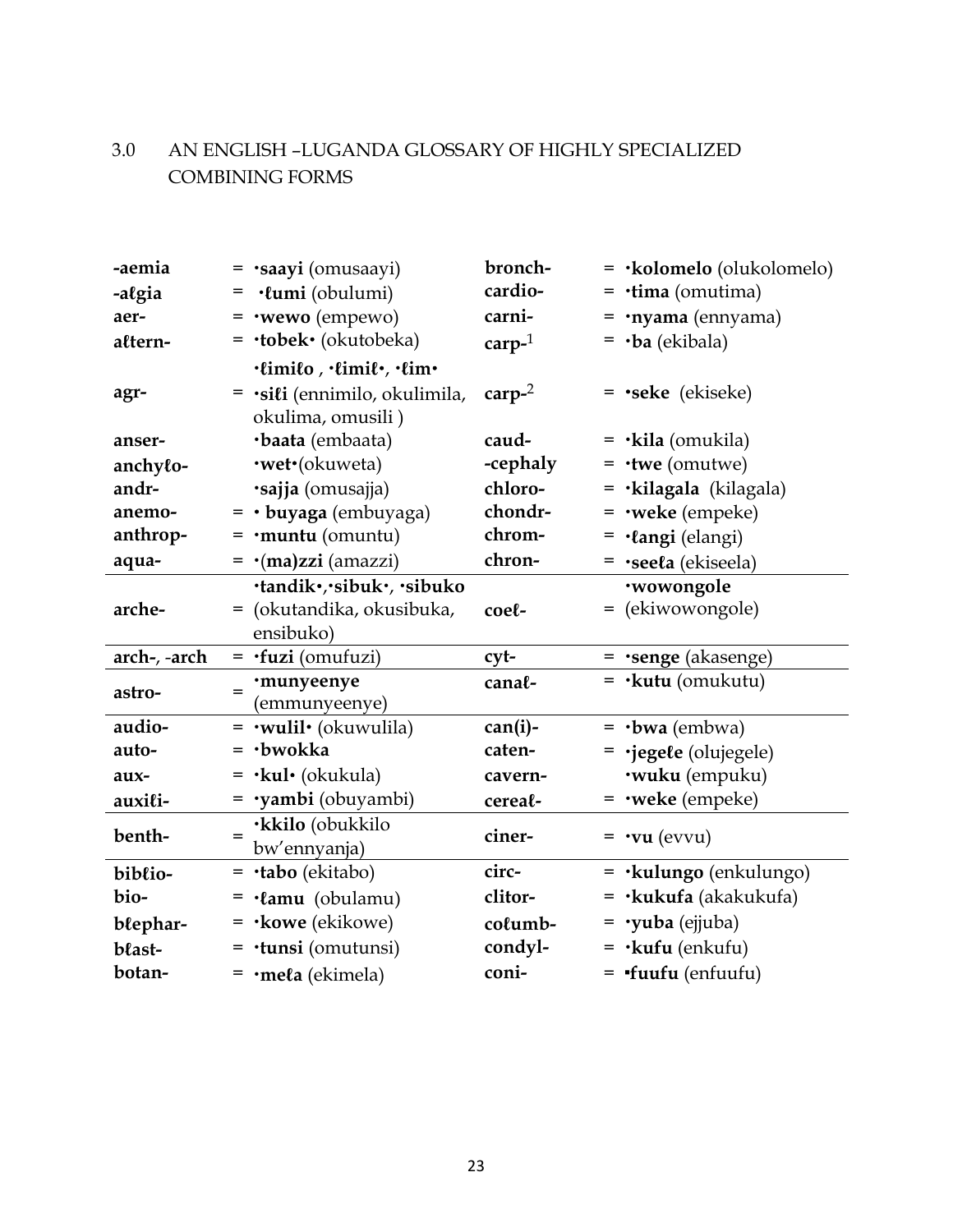## 3.0 AN ENGLISH –LUGANDA GLOSSARY OF HIGHLY SPECIALIZED COMBINING FORMS

| | | | | | |
|---|---|---|---|---|---|
| **-aemia** | = | **·saayi** (omusaayi) | **bronch-** | = | **·kolomelo** (olukolomelo) |
| **-aℓgia** | = | **·ℓumi** (obulumi) | **cardio-** | = | **·tima** (omutima) |
| **aer-** | = | **·wewo** (empewo) | **carni-** | = | **·nyama** (ennyama) |
| **aℓtern-** | = | **·tobek·** (okutobeka) | **carp-**[1] | = | **·ba** (ekibala) |
| **agr-** | = | **·ℓimiℓo** , **·ℓimiℓ·**, **·ℓim·** **·siℓi** (ennimilo, okulimila, okulima, omusili ) | **carp-**[2] | = | **·seke** (ekiseke) |
| **anser-** | | **·baata** (embaata) | **caud-** | = | **·kila** (omukila) |
| **anchyℓo-** | | **·wet·**(okuweta) | **-cephaly** | = | **·twe** (omutwe) |
| **andr-** | | **·sajja** (omusajja) | **chloro-** | = | **·kilagala** (kilagala) |
| **anemo-** | = | **· buyaga** (embuyaga) | **chondr-** | = | **·weke** (empeke) |
| **anthrop-** | = | **·muntu** (omuntu) | **chrom-** | = | **·ℓangi** (elangi) |
| **aqua-** | = | **·(ma)zzi** (amazzi) | **chron-** | = | **·seeℓa** (ekiseela) |
| **arche-** | = | **·tandik·**,**·sibuk·**, **·sibuko** (okutandika, okusibuka, ensibuko) | **coeℓ-** | = | **·wowongole** (ekiwowongole) |
| **arch-**, **-arch** | = | **·fuzi** (omufuzi) | **cyt-** | = | **·senge** (akasenge) |
| **astro-** | = | **·munyeenye** (emmunyeenye) | **canaℓ-** | = | **·kutu** (omukutu) |
| **audio-** | = | **·wulil·** (okuwulila) | **can(i)-** | = | **·bwa** (embwa) |
| **auto-** | = | **·bwokka** | **caten-** | = | **·jegeℓe** (olujegele) |
| **aux-** | = | **·kul·** (okukula) | **cavern-** | | **·wuku** (empuku) |
| **auxiℓi-** | = | **·yambi** (obuyambi) | **cereaℓ-** | = | **·weke** (empeke) |
| **benth-** | = | **·kkilo** (obukkilo bw'ennyanja) | **ciner-** | = | **·vu** (evvu) |
| **bibℓio-** | = | **·tabo** (ekitabo) | **circ-** | = | **·kulungo** (enkulungo) |
| **bio-** | = | **·ℓamu** (obulamu) | **clitor-** | = | **·kukufa** (akakukufa) |
| **bℓephar-** | = | **·kowe** (ekikowe) | **coℓumb-** | = | **·yuba** (ejjuba) |
| **bℓast-** | = | **·tunsi** (omutunsi) | **condyl-** | = | **·kufu** (enkufu) |
| **botan-** | = | **·meℓa** (ekimela) | **coni-** | = | **·fuufu** (enfuufu) |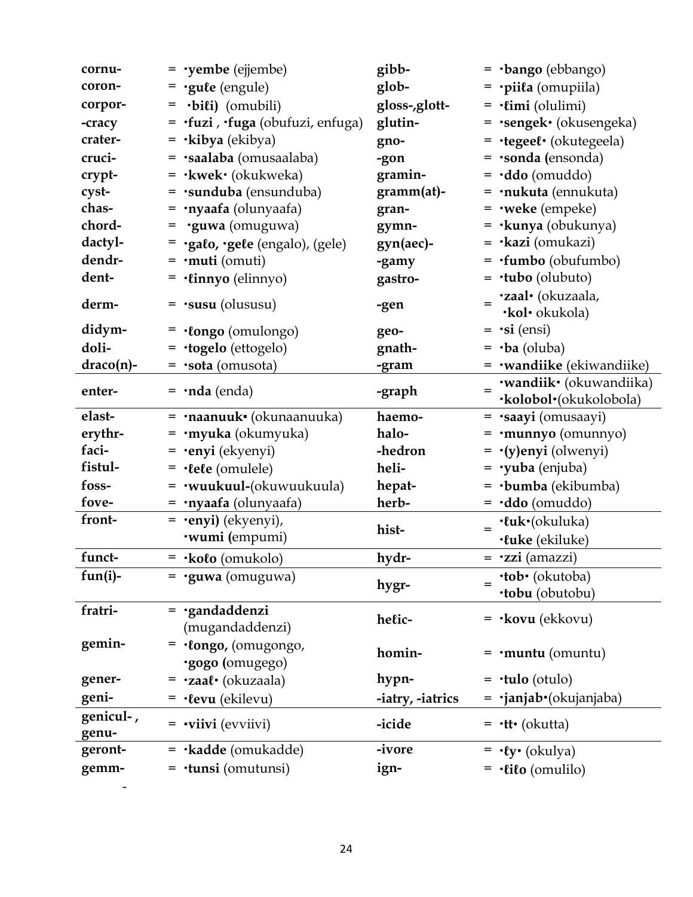| | | | | | |
|---|---|---|---|---|---|
| **cornu-** | = **·yembe** (ejjembe) | | **gibb-** | = **·bango** (ebbango) | |
| **coron-** | = **·guɭe** (engule) | | **glob-** | = **·piiɭa** (omupiila) | |
| **corpor-** | = **·biɭi)** (omubili) | | **gloss-,glott-** | = **·ɭimi** (olulimi) | |
| **-cracy** | = **·fuzi** , **·fuga** (obufuzi, enfuga) | | **glutin-** | = **·sengek·** (okusengeka) | |
| **crater-** | = **·kibya** (ekibya) | | **gno-** | = **·tegeeɭ·** (okutegeela) | |
| **cruci-** | = **·saalaba** (omusaalaba) | | **-gon** | = **·sonda (**ensonda) | |
| **crypt-** | = **·kwek·** (okukweka) | | **gramin-** | = **·ddo** (omuddo) | |
| **cyst-** | = **·sunduba** (ensunduba) | | **gramm(at)-** | = **·nukuta** (ennukuta) | |
| **chas-** | = **·nyaafa** (olunyaafa) | | **gran-** | = **·weke** (empeke) | |
| **chord-** | = **·guwa** (omuguwa) | | **gymn-** | = **·kunya** (obukunya) | |
| **dactyl-** | = **·gaɭo, ·geɭe** (engalo), (gele) | | **gyn(aec)-** | = **·kazi** (omukazi) | |
| **dendr-** | = **·muti** (omuti) | | **-gamy** | = **·fumbo** (obufumbo) | |
| **dent-** | = **·ɭinnyo** (elinnyo) | | **gastro-** | = **·tubo** (olubuto) | |
| **derm-** | = **·susu** (olususu) | | **-gen** | = **·zaal·** (okuzaala, **·kol·** okukola) | |
| **didym-** | = **·ɭongo** (omulongo) | | **geo-** | = **·si** (ensi) | |
| **doli-** | = **·togelo** (ettogelo) | | **gnath-** | = **·ba** (oluba) | |
| **draco(n)-** | = **·sota** (omusota) | | **-gram** | = **·wandiike** (ekiwandiike) | |
| **enter-** | = **·nda** (enda) | | **-graph** | = **·wandiik·** (okuwandiika) **·kolobol·**(okukolobola) | |
| **elast-** | = **·naanuuk·** (okunaanuuka) | | **haemo-** | = **·saayi** (omusaayi) | |
| **erythr-** | = **·myuka** (okumyuka) | | **halo-** | = **·munnyo** (omunnyo) | |
| **faci-** | = **·enyi** (ekyenyi) | | **-hedron** | = **·(y)enyi** (olwenyi) | |
| **fistul-** | = **·ɭeɭe** (omulele) | | **heli-** | = **·yuba** (enjuba) | |
| **foss-** | = **·wuukuul-**(okuwuukuula) | | **hepat-** | = **·bumba** (ekibumba) | |
| **fove-** | = **·nyaafa** (olunyaafa) | | **herb-** | = **·ddo** (omuddo) | |
| **front-** | = **·enyi)** (ekyenyi), **·wumi (**empumi) | | **hist-** | = **·ɭuk·**(okuluka) **·ɭuke** (ekiluke) | |
| **funct-** | = **·koɭo** (omukolo) | | **hydr-** | = **·zzi** (amazzi) | |
| **fun(i)-** | = **·guwa** (omuguwa) | | **hygr-** | = **·tob·** (okutoba) **·tobu** (obutobu) | |
| **fratri-** | = **·gandaddenzi** (mugandaddenzi) | | **heɭic-** | = **·kovu** (ekkovu) | |
| **gemin-** | = **·ɭongo,** (omugongo, **·gogo (**omugego) | | **homin-** | = **·muntu** (omuntu) | |
| **gener-** | = **·zaaɭ·** (okuzaala) | | **hypn-** | = **·tulo** (otulo) | |
| **geni-** | = **·ɭevu** (ekilevu) | | **-iatry, -iatrics** | = **·janjab·**(okujanjaba) | |
| **genicul-, genu-** | = **·viivi** (evviivi) | | **-icide** | = **·tt·** (okutta) | |
| **geront-** | = **·kadde** (omukadde) | | **-ivore** | = **·ɭy·** (okulya) | |
| **gemm-** | = **·tunsi** (omutunsi) | | **ign-** | = **·ɭiɭo** (omulilo) | |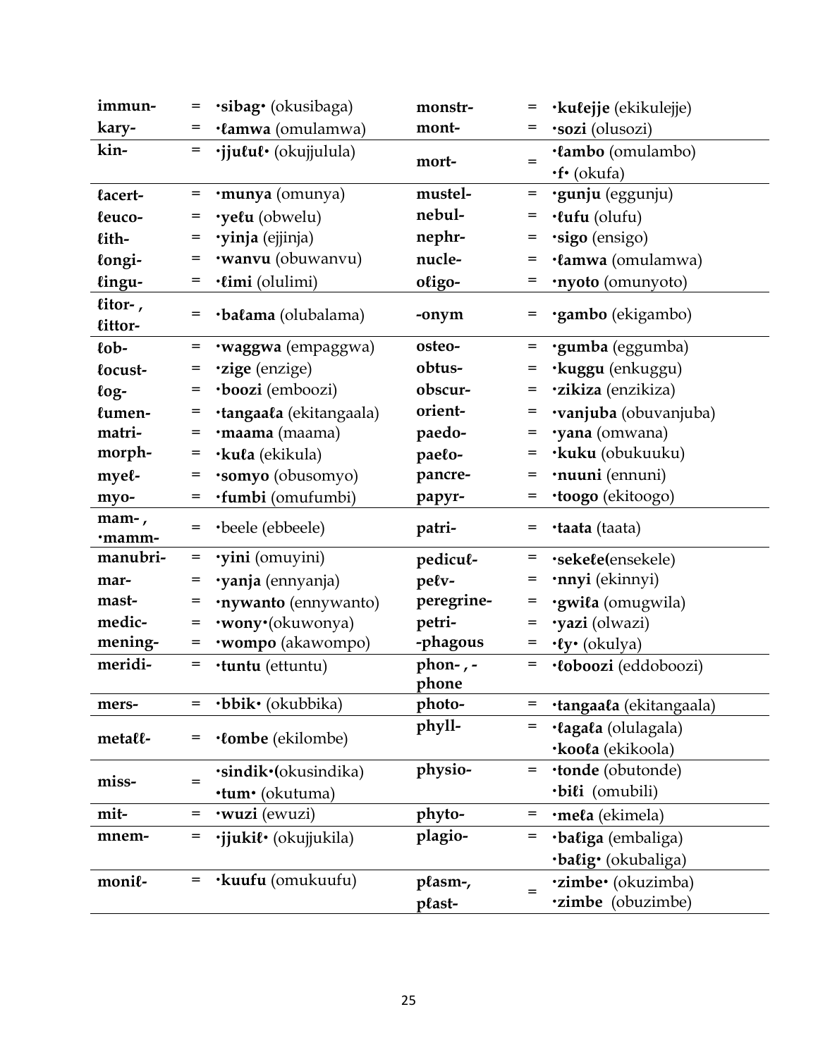| | | | | | |
|---|---|---|---|---|---|
| **immun-** | = | **·sibag·** (okusibaga) | **monstr-** | = | **·kuɭejje** (ekikulejje) |
| **kary-** | = | **·ɭamwa** (omulamwa) | **mont-** | = | **·sozi** (olusozi) |
| **kin-** | = | **·jjuɭuɭ·** (okujjulula) | **mort-** | = | **·ɭambo** (omulambo) **·f·** (okufa) |
| **ɭacert-** | = | **·munya** (omunya) | **mustel-** | = | **·gunju** (eggunju) |
| **ɭeuco-** | = | **·yeɭu** (obwelu) | **nebul-** | = | **·ɭufu** (olufu) |
| **ɭith-** | = | **·yinja** (ejjinja) | **nephr-** | = | **·sigo** (ensigo) |
| **ɭongi-** | = | **·wanvu** (obuwanvu) | **nucle-** | = | **·ɭamwa** (omulamwa) |
| **ɭingu-** | = | **·ɭimi** (olulimi) | **oɭigo-** | = | **·nyoto** (omunyoto) |
| **ɭitor-, ɭittor-** | = | **·baɭama** (olubalama) | **-onym** | = | **·gambo** (ekigambo) |
| **ɭob-** | = | **·waggwa** (empaggwa) | **osteo-** | = | **·gumba** (eggumba) |
| **ɭocust-** | = | **·zige** (enzige) | **obtus-** | = | **·kuggu** (enkuggu) |
| **ɭog-** | = | **·boozi** (emboozi) | **obscur-** | = | **·zikiza** (enzikiza) |
| **ɭumen-** | = | **·tangaaɭa** (ekitangaala) | **orient-** | = | **·vanjuba** (obuvanjuba) |
| **matri-** | = | **·maama** (maama) | **paedo-** | = | **·yana** (omwana) |
| **morph-** | = | **·kuɭa** (ekikula) | **paeɭo-** | = | **·kuku** (obukuuku) |
| **myeɭ-** | = | **·somyo** (obusomyo) | **pancre-** | = | **·nuuni** (ennuni) |
| **myo-** | = | **·fumbi** (omufumbi) | **papyr-** | = | **·toogo** (ekitoogo) |
| **mam-, ·mamm-** | = | ·beele (ebbeele) | **patri-** | = | **·taata** (taata) |
| **manubri-** | = | **·yini** (omuyini) | **pedicuɭ-** | = | **·sekeɭe**(ensekele) |
| **mar-** | = | **·yanja** (ennyanja) | **peɭv-** | = | **·nnyi** (ekinnyi) |
| **mast-** | = | **·nywanto** (ennywanto) | **peregrine-** | = | **·gwiɭa** (omugwila) |
| **medic-** | = | **·wony·**(okuwonya) | **petri-** | = | **·yazi** (olwazi) |
| **mening-** | = | **·wompo** (akawompo) | **-phagous** | = | **·ɭy·** (okulya) |
| **meridi-** | = | **·tuntu** (ettuntu) | **phon-, -phone** | = | **·ɭoboozi** (eddoboozi) |
| **mers-** | = | **·bbik·** (okubbika) | **photo-** | = | **·tangaaɭa** (ekitangaala) |
| **metaɭɭ-** | = | **·ɭombe** (ekilombe) | **phyll-** | = | **·ɭagaɭa** (olulagala) **·kooɭa** (ekikoola) |
| **miss-** | = | **·sindik·**(okusindika) **·tum·** (okutuma) | **physio-** | = | **·tonde** (obutonde) **·biɭi** (omubili) |
| **mit-** | = | **·wuzi** (ewuzi) | **phyto-** | = | **·meɭa** (ekimela) |
| **mnem-** | = | **·jjukiɭ·** (okujjukila) | **plagio-** | = | **·baɭiga** (embaliga) **·baɭig·** (okubaliga) |
| **moniɭ-** | = | **·kuufu** (omukuufu) | **pɭasm-, pɭast-** | = | **·zimbe·** (okuzimba) **·zimbe** (obuzimbe) |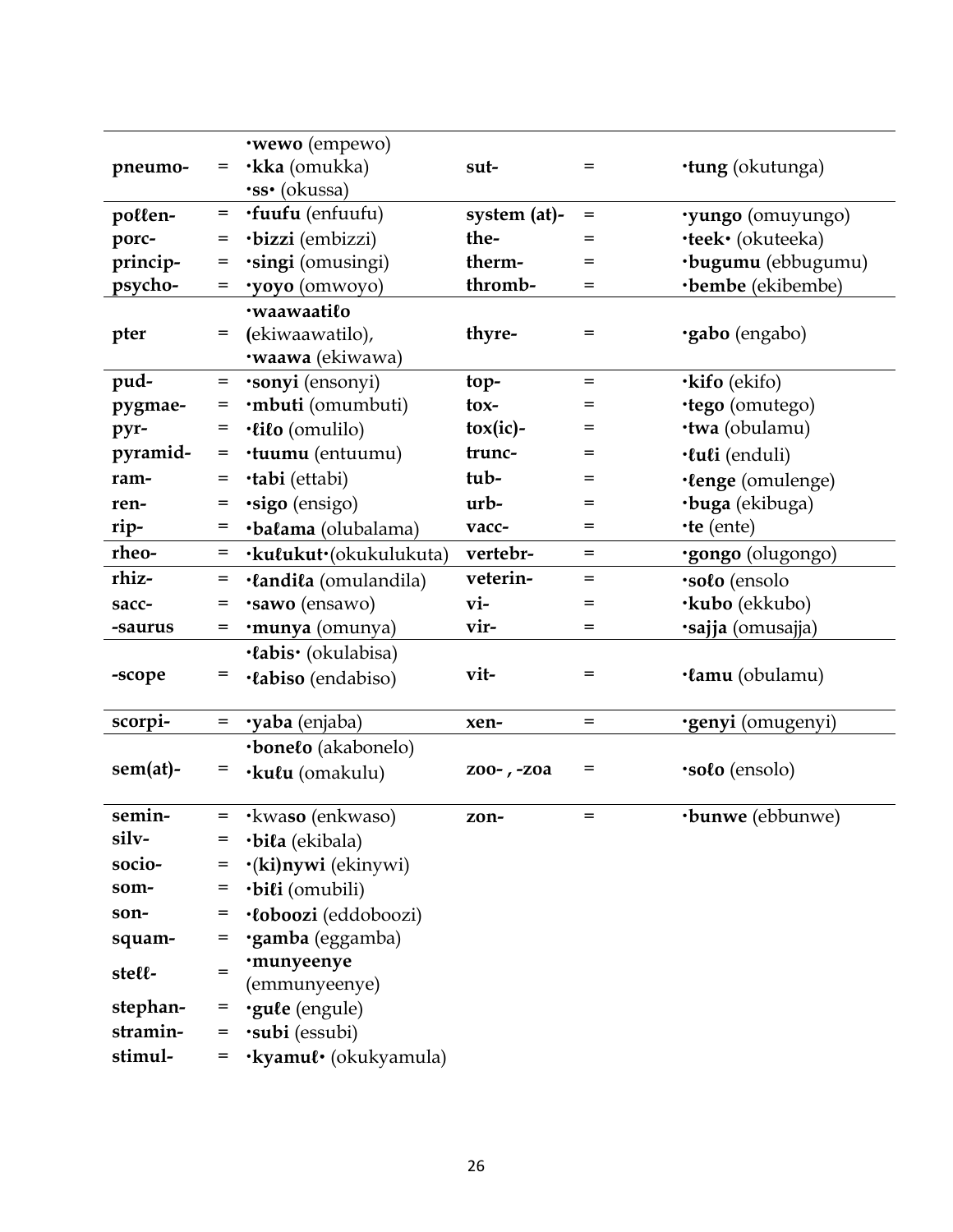| | | | | | |
|---|---|---|---|---|---|
| **pneumo-** | = | ·**wewo** (empewo)<br>·**kka** (omukka)<br>·**ss·** (okussa) | **sut-** | = | ·**tung** (okutunga) |
| **poℓℓen-** | = | ·**fuufu** (enfuufu) | **system (at)-** | = | ·**yungo** (omuyungo) |
| **porc-** | = | ·**bizzi** (embizzi) | **the-** | = | ·**teek·** (okuteeka) |
| **princip-** | = | ·**singi** (omusingi) | **therm-** | = | ·**bugumu** (ebbugumu) |
| **psycho-** | = | ·**yoyo** (omwoyo) | **thromb-** | = | ·**bembe** (ekibembe) |
| **pter** | = | ·**waawaatiℓo** **(**ekiwaawatilo),<br>·**waawa** (ekiwawa) | **thyre-** | = | ·**gabo** (engabo) |
| **pud-** | = | ·**sonyi** (ensonyi) | **top-** | = | ·**kifo** (ekifo) |
| **pygmae-** | = | ·**mbuti** (omumbuti) | **tox-** | = | ·**tego** (omutego) |
| **pyr-** | = | ·**ℓiℓo** (omulilo) | **tox(ic)-** | = | ·**twa** (obulamu) |
| **pyramid-** | = | ·**tuumu** (entuumu) | **trunc-** | = | ·**ℓuℓi** (enduli) |
| **ram-** | = | ·**tabi** (ettabi) | **tub-** | = | ·**ℓenge** (omulenge) |
| **ren-** | = | ·**sigo** (ensigo) | **urb-** | = | ·**buga** (ekibuga) |
| **rip-** | = | ·**baℓama** (olubalama) | **vacc-** | = | ·**te** (ente) |
| **rheo-** | = | ·**kuℓukut·**(okukulukuta) | **vertebr-** | = | ·**gongo** (olugongo) |
| **rhiz-** | = | ·**ℓandiℓa** (omulandila) | **veterin-** | = | ·**soℓo** (ensolo |
| **sacc-** | = | ·**sawo** (ensawo) | **vi-** | = | ·**kubo** (ekkubo) |
| **-saurus** | = | ·**munya** (omunya) | **vir-** | = | ·**sajja** (omusajja) |
| **-scope** | = | ·**ℓabis·** (okulabisa)<br>·**ℓabiso** (endabiso) | **vit-** | = | ·**ℓamu** (obulamu) |
| **scorpi-** | = | ·**yaba** (enjaba) | **xen-** | = | ·**genyi** (omugenyi) |
| **sem(at)-** | = | ·**boneℓo** (akabonelo)<br>·**kuℓu** (omakulu) | **zoo- , -zoa** | = | ·**soℓo** (ensolo) |
| **semin-** | = | ·kwa**so** (enkwaso) | **zon-** | = | ·**bunwe** (ebbunwe) |
| **silv-** | = | ·**biℓa** (ekibala) | | | |
| **socio-** | = | ·(**ki)nywi** (ekinywi) | | | |
| **som-** | = | ·**biℓi** (omubili) | | | |
| **son-** | = | ·**ℓoboozi** (eddoboozi) | | | |
| **squam-** | = | ·**gamba** (eggamba) | | | |
| **steℓℓ-** | = | ·**munyeenye** (emmunyeenye) | | | |
| **stephan-** | = | ·**guℓe** (engule) | | | |
| **stramin-** | = | ·**subi** (essubi) | | | |
| **stimul-** | = | ·**kyamuℓ·** (okukyamula) | | | |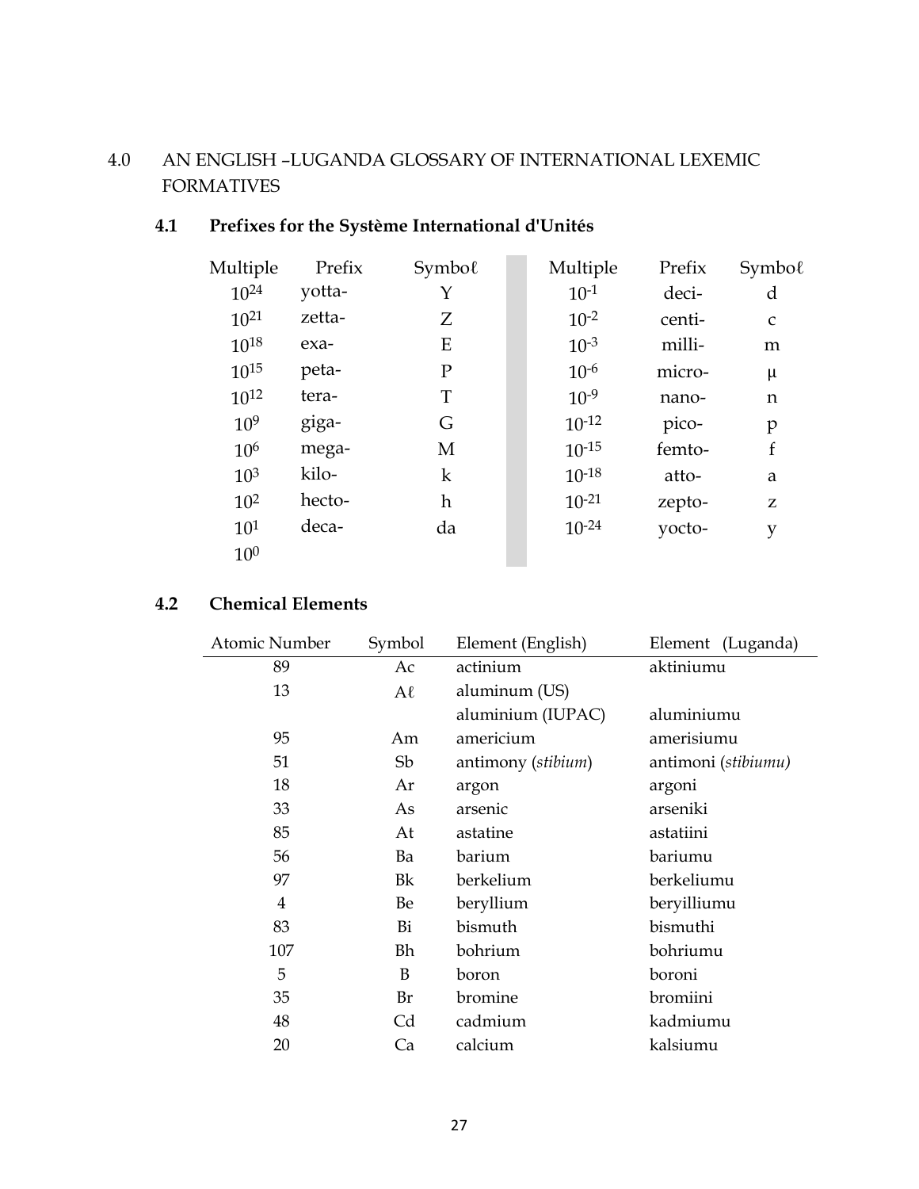# 4.0 AN ENGLISH –LUGANDA GLOSSARY OF INTERNATIONAL LEXEMIC FORMATIVES

## 4.1 Prefixes for the Système International d'Unités

| Multiple | Prefix | Symbol | Multiple | Prefix | Symbol |
|---|---|---|---|---|---|
| $10^{24}$ | yotta- | Y | $10^{-1}$ | deci- | d |
| $10^{21}$ | zetta- | Z | $10^{-2}$ | centi- | c |
| $10^{18}$ | exa- | E | $10^{-3}$ | milli- | m |
| $10^{15}$ | peta- | P | $10^{-6}$ | micro- | µ |
| $10^{12}$ | tera- | T | $10^{-9}$ | nano- | n |
| $10^{9}$ | giga- | G | $10^{-12}$ | pico- | p |
| $10^{6}$ | mega- | M | $10^{-15}$ | femto- | f |
| $10^{3}$ | kilo- | k | $10^{-18}$ | atto- | a |
| $10^{2}$ | hecto- | h | $10^{-21}$ | zepto- | z |
| $10^{1}$ | deca- | da | $10^{-24}$ | yocto- | y |
| $10^{0}$ | | | | | |

## 4.2 Chemical Elements

| Atomic Number | Symbol | Element (English) | Element (Luganda) |
|---|---|---|---|
| 89 | Ac | actinium | aktiniumu |
| 13 | Aℓ | aluminum (US) | |
| | | aluminium (IUPAC) | aluminiumu |
| 95 | Am | americium | amerisiumu |
| 51 | Sb | antimony (*stibium*) | antimoni (*stibiumu)* |
| 18 | Ar | argon | argoni |
| 33 | As | arsenic | arseniki |
| 85 | At | astatine | astatiini |
| 56 | Ba | barium | bariumu |
| 97 | Bk | berkelium | berkeliumu |
| 4 | Be | beryllium | beryilliumu |
| 83 | Bi | bismuth | bismuthi |
| 107 | Bh | bohrium | bohriumu |
| 5 | B | boron | boroni |
| 35 | Br | bromine | bromiini |
| 48 | Cd | cadmium | kadmiumu |
| 20 | Ca | calcium | kalsiumu |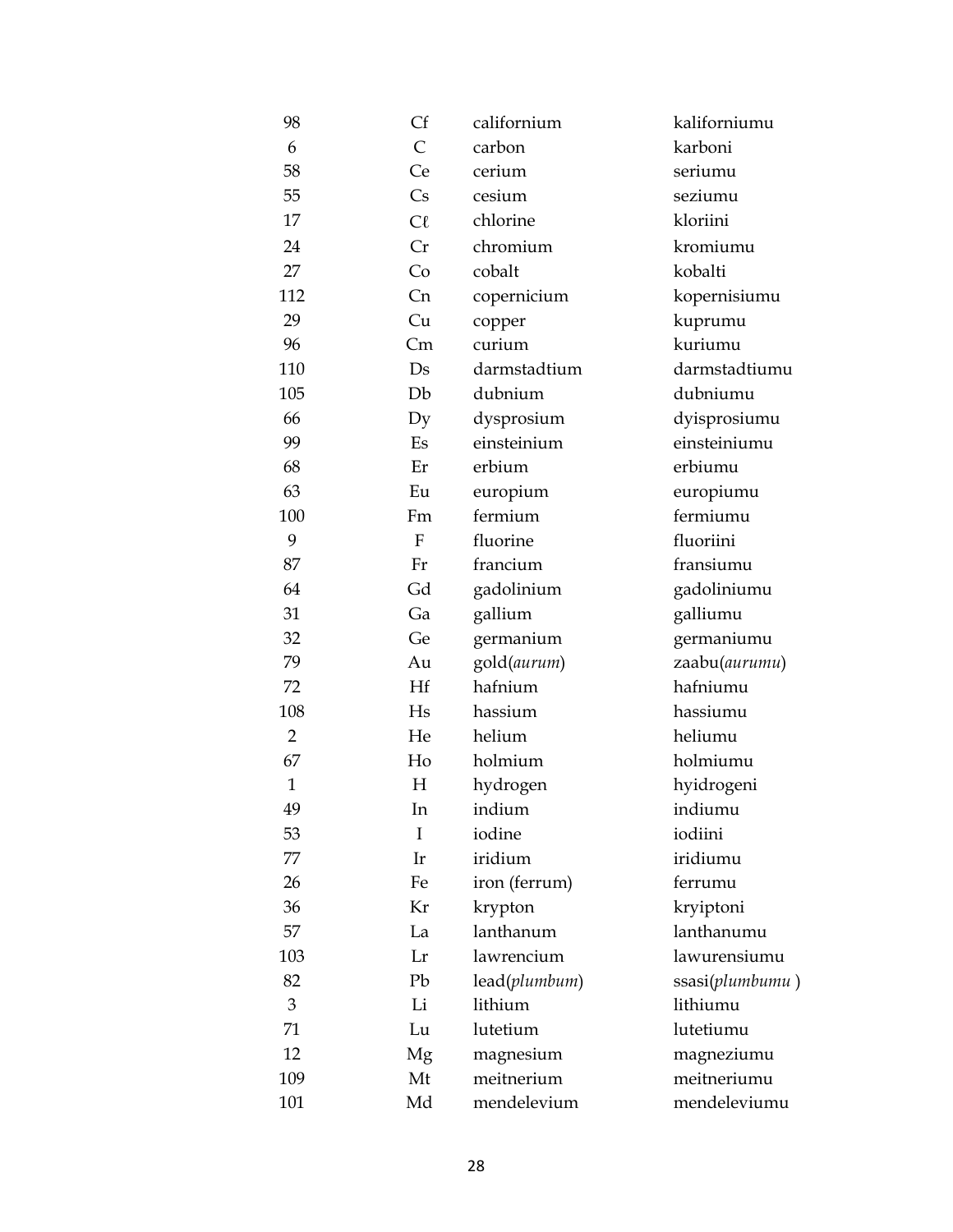| | | | |
|---|---|---|---|
| 98 | Cf | californium | kaliforniumu |
| 6 | C | carbon | karboni |
| 58 | Ce | cerium | seriumu |
| 55 | Cs | cesium | seziumu |
| 17 | Cℓ | chlorine | kloriini |
| 24 | Cr | chromium | kromiumu |
| 27 | Co | cobalt | kobalti |
| 112 | Cn | copernicium | kopernisiumu |
| 29 | Cu | copper | kuprumu |
| 96 | Cm | curium | kuriumu |
| 110 | Ds | darmstadtium | darmstadtiumu |
| 105 | Db | dubnium | dubniumu |
| 66 | Dy | dysprosium | dyisprosiumu |
| 99 | Es | einsteinium | einsteiniumu |
| 68 | Er | erbium | erbiumu |
| 63 | Eu | europium | europiumu |
| 100 | Fm | fermium | fermiumu |
| 9 | F | fluorine | fluoriini |
| 87 | Fr | francium | fransiumu |
| 64 | Gd | gadolinium | gadoliniumu |
| 31 | Ga | gallium | galliumu |
| 32 | Ge | germanium | germaniumu |
| 79 | Au | gold(*aurum*) | zaabu(*aurumu*) |
| 72 | Hf | hafnium | hafniumu |
| 108 | Hs | hassium | hassiumu |
| 2 | He | helium | heliumu |
| 67 | Ho | holmium | holmiumu |
| 1 | H | hydrogen | hyidrogeni |
| 49 | In | indium | indiumu |
| 53 | I | iodine | iodiini |
| 77 | Ir | iridium | iridiumu |
| 26 | Fe | iron (ferrum) | ferrumu |
| 36 | Kr | krypton | kryiptoni |
| 57 | La | lanthanum | lanthanumu |
| 103 | Lr | lawrencium | lawurensiumu |
| 82 | Pb | lead(*plumbum*) | ssasi(*plumbumu* ) |
| 3 | Li | lithium | lithiumu |
| 71 | Lu | lutetium | lutetiumu |
| 12 | Mg | magnesium | magneziumu |
| 109 | Mt | meitnerium | meitneriumu |
| 101 | Md | mendelevium | mendeleviumu |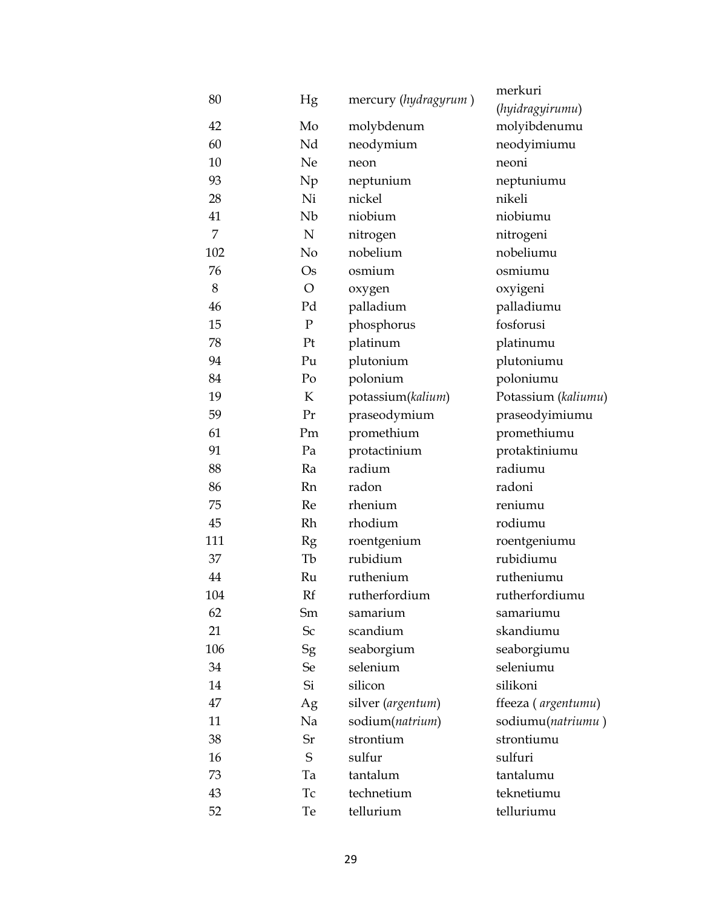| | | | |
|---|---|---|---|
| 80 | Hg | mercury (*hydragyrum* ) | merkuri (*hyidragyirumu*) |
| 42 | Mo | molybdenum | molyibdenumu |
| 60 | Nd | neodymium | neodyimiumu |
| 10 | Ne | neon | neoni |
| 93 | Np | neptunium | neptuniumu |
| 28 | Ni | nickel | nikeli |
| 41 | Nb | niobium | niobiumu |
| 7 | N | nitrogen | nitrogeni |
| 102 | No | nobelium | nobeliumu |
| 76 | Os | osmium | osmiumu |
| 8 | O | oxygen | oxyigeni |
| 46 | Pd | palladium | palladiumu |
| 15 | P | phosphorus | fosforusi |
| 78 | Pt | platinum | platinumu |
| 94 | Pu | plutonium | plutoniumu |
| 84 | Po | polonium | poloniumu |
| 19 | K | potassium(*kalium*) | Potassium (*kaliumu*) |
| 59 | Pr | praseodymium | praseodyimiumu |
| 61 | Pm | promethium | promethiumu |
| 91 | Pa | protactinium | protaktiniumu |
| 88 | Ra | radium | radiumu |
| 86 | Rn | radon | radoni |
| 75 | Re | rhenium | reniumu |
| 45 | Rh | rhodium | rodiumu |
| 111 | Rg | roentgenium | roentgeniumu |
| 37 | Tb | rubidium | rubidiumu |
| 44 | Ru | ruthenium | rutheniumu |
| 104 | Rf | rutherfordium | rutherfordiumu |
| 62 | Sm | samarium | samariumu |
| 21 | Sc | scandium | skandiumu |
| 106 | Sg | seaborgium | seaborgiumu |
| 34 | Se | selenium | seleniumu |
| 14 | Si | silicon | silikoni |
| 47 | Ag | silver (*argentum*) | ffeeza ( *argentumu*) |
| 11 | Na | sodium(*natrium*) | sodiumu(*natriumu* ) |
| 38 | Sr | strontium | strontiumu |
| 16 | S | sulfur | sulfuri |
| 73 | Ta | tantalum | tantalumu |
| 43 | Tc | technetium | teknetiumu |
| 52 | Te | tellurium | telluriumu |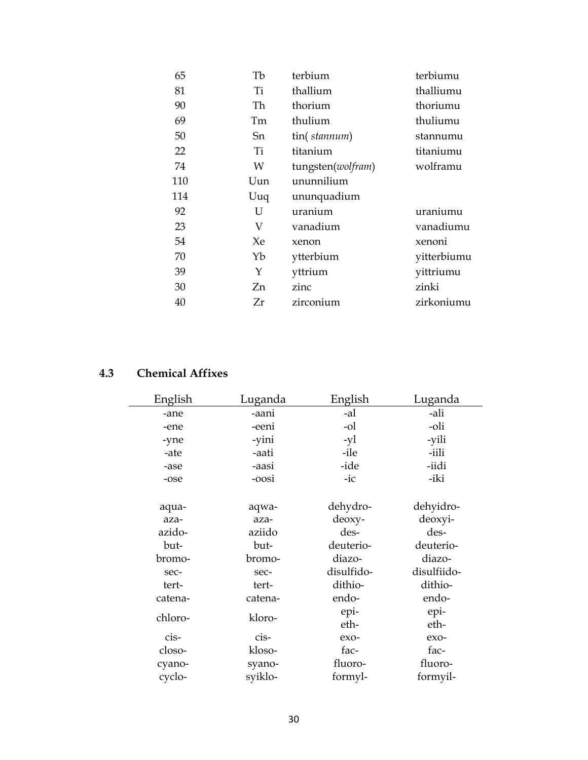| | | | |
|---|---|---|---|
| 65 | Tb | terbium | terbiumu |
| 81 | Ti | thallium | thalliumu |
| 90 | Th | thorium | thoriumu |
| 69 | Tm | thulium | thuliumu |
| 50 | Sn | tin( *stannum*) | stannumu |
| 22 | Ti | titanium | titaniumu |
| 74 | W | tungsten(*wolfram*) | wolframu |
| 110 | Uun | ununnilium | |
| 114 | Uuq | ununquadium | |
| 92 | U | uranium | uraniumu |
| 23 | V | vanadium | vanadiumu |
| 54 | Xe | xenon | xenoni |
| 70 | Yb | ytterbium | yitterbiumu |
| 39 | Y | yttrium | yittriumu |
| 30 | Zn | zinc | zinki |
| 40 | Zr | zirconium | zirkoniumu |

## 4.3 Chemical Affixes

| English | Luganda | English | Luganda |
|---|---|---|---|
| -ane | -aani | -al | -ali |
| -ene | -eeni | -ol | -oli |
| -yne | -yini | -yl | -yili |
| -ate | -aati | -ile | -iili |
| -ase | -aasi | -ide | -iidi |
| -ose | -oosi | -ic | -iki |
| | | | |
| aqua- | aqwa- | dehydro- | dehyidro- |
| aza- | aza- | deoxy- | deoxyi- |
| azido- | aziido | des- | des- |
| but- | but- | deuterio- | deuterio- |
| bromo- | bromo- | diazo- | diazo- |
| sec- | sec- | disulfido- | disulfiido- |
| tert- | tert- | dithio- | dithio- |
| catena- | catena- | endo- | endo- |
| chloro- | kloro- | epi- | epi- |
| | | eth- | eth- |
| cis- | cis- | exo- | exo- |
| closo- | kloso- | fac- | fac- |
| cyano- | syano- | fluoro- | fluoro- |
| cyclo- | syiklo- | formyl- | formyil- |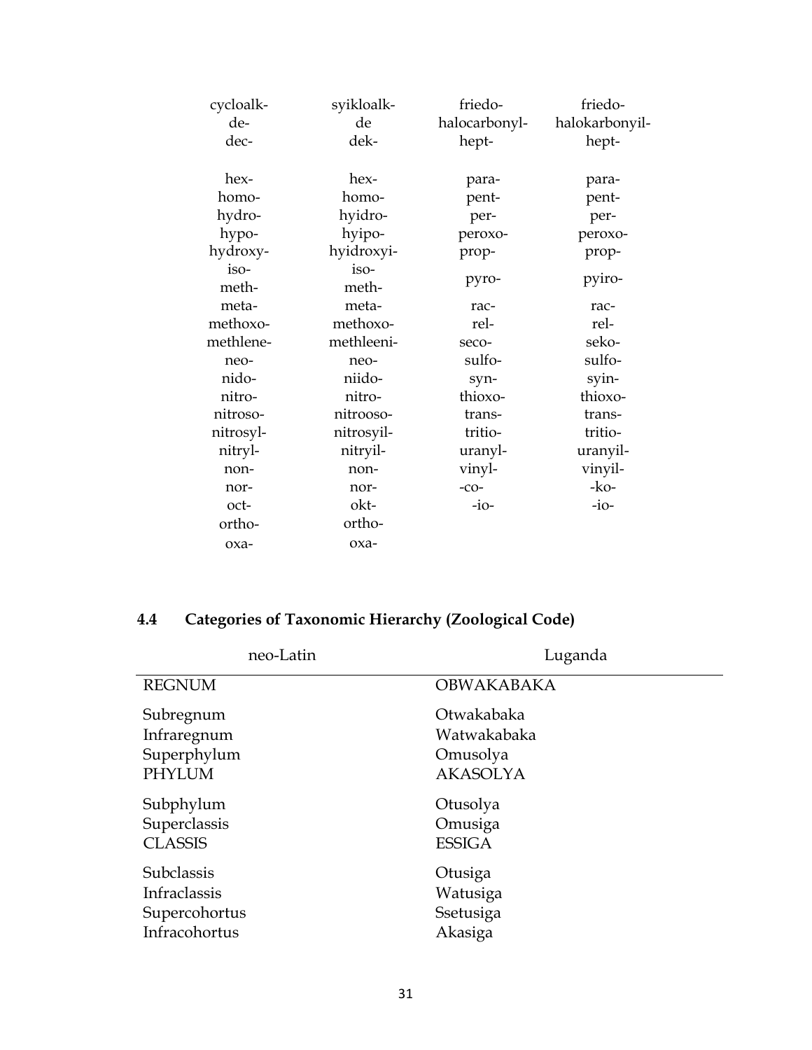| | | | |
|---|---|---|---|
| cycloalk- | syikloalk- | friedo- | friedo- |
| de- | de | halocarbonyl- | halokarbonyil- |
| dec- | dek- | hept- | hept- |
| hex- | hex- | para- | para- |
| homo- | homo- | pent- | pent- |
| hydro- | hyidro- | per- | per- |
| hypo- | hyipo- | peroxo- | peroxo- |
| hydroxy- | hyidroxyi- | prop- | prop- |
| iso- | iso- | pyro- | pyiro- |
| meth- | meth- | | |
| meta- | meta- | rac- | rac- |
| methoxo- | methoxo- | rel- | rel- |
| methlene- | methleeni- | seco- | seko- |
| neo- | neo- | sulfo- | sulfo- |
| nido- | niido- | syn- | syin- |
| nitro- | nitro- | thioxo- | thioxo- |
| nitroso- | nitrooso- | trans- | trans- |
| nitrosyl- | nitrosyil- | tritio- | tritio- |
| nitryl- | nitryil- | uranyl- | uranyil- |
| non- | non- | vinyl- | vinyil- |
| nor- | nor- | -co- | -ko- |
| oct- | okt- | -io- | -io- |
| ortho- | ortho- | | |
| oxa- | oxa- | | |

## 4.4 Categories of Taxonomic Hierarchy (Zoological Code)

| neo-Latin | Luganda |
|---|---|
| REGNUM | OBWAKABAKA |
| Subregnum | Otwakabaka |
| Infraregnum | Watwakabaka |
| Superphylum | Omusolya |
| PHYLUM | AKASOLYA |
| Subphylum | Otusolya |
| Superclassis | Omusiga |
| CLASSIS | ESSIGA |
| Subclassis | Otusiga |
| Infraclassis | Watusiga |
| Supercohortus | Ssetusiga |
| Infracohortus | Akasiga |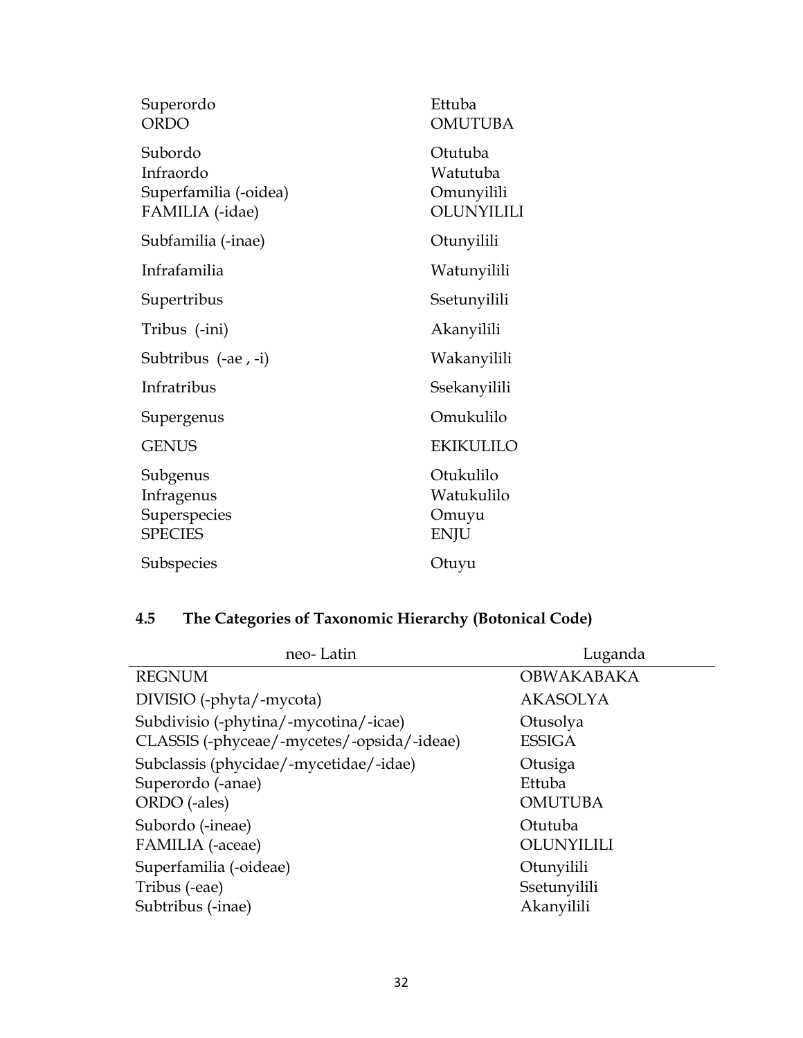| | |
|---|---|
| Superordo | Ettuba |
| ORDO | OMUTUBA |
| Subordo | Otutuba |
| Infraordo | Watutuba |
| Superfamilia (-oidea) | Omunyilili |
| FAMILIA (-idae) | OLUNYILILI |
| Subfamilia (-inae) | Otunyilili |
| Infrafamilia | Watunyilili |
| Supertribus | Ssetunyilili |
| Tribus (-ini) | Akanyilili |
| Subtribus (-ae , -i) | Wakanyilili |
| Infratribus | Ssekanyilili |
| Supergenus | Omukulilo |
| GENUS | EKIKULILO |
| Subgenus | Otukulilo |
| Infragenus | Watukulilo |
| Superspecies | Omuyu |
| SPECIES | ENJU |
| Subspecies | Otuyu |

## 4.5 The Categories of Taxonomic Hierarchy (Botonical Code)

| neo- Latin | Luganda |
|---|---|
| REGNUM | OBWAKABAKA |
| DIVISIO (-phyta/-mycota) | AKASOLYA |
| Subdivisio (-phytina/-mycotina/-icae) | Otusolya |
| CLASSIS (-phyceae/-mycetes/-opsida/-ideae) | ESSIGA |
| Subclassis (phycidae/-mycetidae/-idae) | Otusiga |
| Superordo (-anae) | Ettuba |
| ORDO (-ales) | OMUTUBA |
| Subordo (-ineae) | Otutuba |
| FAMILIA (-aceae) | OLUNYILILI |
| Superfamilia (-oideae) | Otunyilili |
| Tribus (-eae) | Ssetunyilili |
| Subtribus (-inae) | Akanyilili |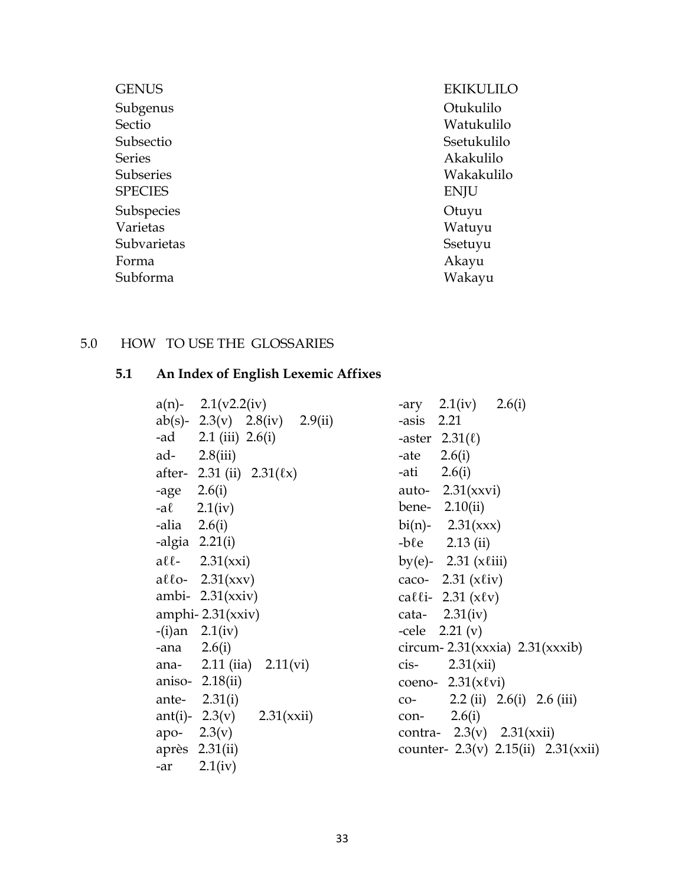| GENUS | EKIKULILO |
| --- | --- |
| Subgenus | Otukulilo |
| Sectio | Watukulilo |
| Subsectio | Ssetukulilo |
| Series | Akakulilo |
| Subseries | Wakakulilo |
| SPECIES | ENJU |
| Subspecies | Otuyu |
| Varietas | Watuyu |
| Subvarietas | Ssetuyu |
| Forma | Akayu |
| Subforma | Wakayu |

## 5.0 HOW TO USE THE GLOSSARIES

### 5.1 An Index of English Lexemic Affixes

a(n)- 2.1(v2.2(iv)
ab(s)- 2.3(v) 2.8(iv) 2.9(ii)
-ad 2.1 (iii) 2.6(i)
ad- 2.8(iii)
after- 2.31 (ii) 2.31(ℓx)
-age 2.6(i)
-aℓ 2.1(iv)
-alia 2.6(i)
-algia 2.21(i)
aℓℓ- 2.31(xxi)
aℓℓo- 2.31(xxv)
ambi- 2.31(xxiv)
amphi- 2.31(xxiv)
-(i)an 2.1(iv)
-ana 2.6(i)
ana- 2.11 (iia) 2.11(vi)
aniso- 2.18(ii)
ante- 2.31(i)
ant(i)- 2.3(v) 2.31(xxii)
apo- 2.3(v)
après 2.31(ii)
-ar 2.1(iv)
-ary 2.1(iv) 2.6(i)
-asis 2.21
-aster 2.31(ℓ)
-ate 2.6(i)
-ati 2.6(i)
auto- 2.31(xxvi)
bene- 2.10(ii)
bi(n)- 2.31(xxx)
-bℓe 2.13 (ii)
by(e)- 2.31 (xℓiii)
caco- 2.31 (xℓiv)
caℓℓi- 2.31 (xℓv)
cata- 2.31(iv)
-cele 2.21 (v)
circum- 2.31(xxxia) 2.31(xxxib)
cis- 2.31(xii)
coeno- 2.31(xℓvi)
co- 2.2 (ii) 2.6(i) 2.6 (iii)
con- 2.6(i)
contra- 2.3(v) 2.31(xxii)
counter- 2.3(v) 2.15(ii) 2.31(xxii)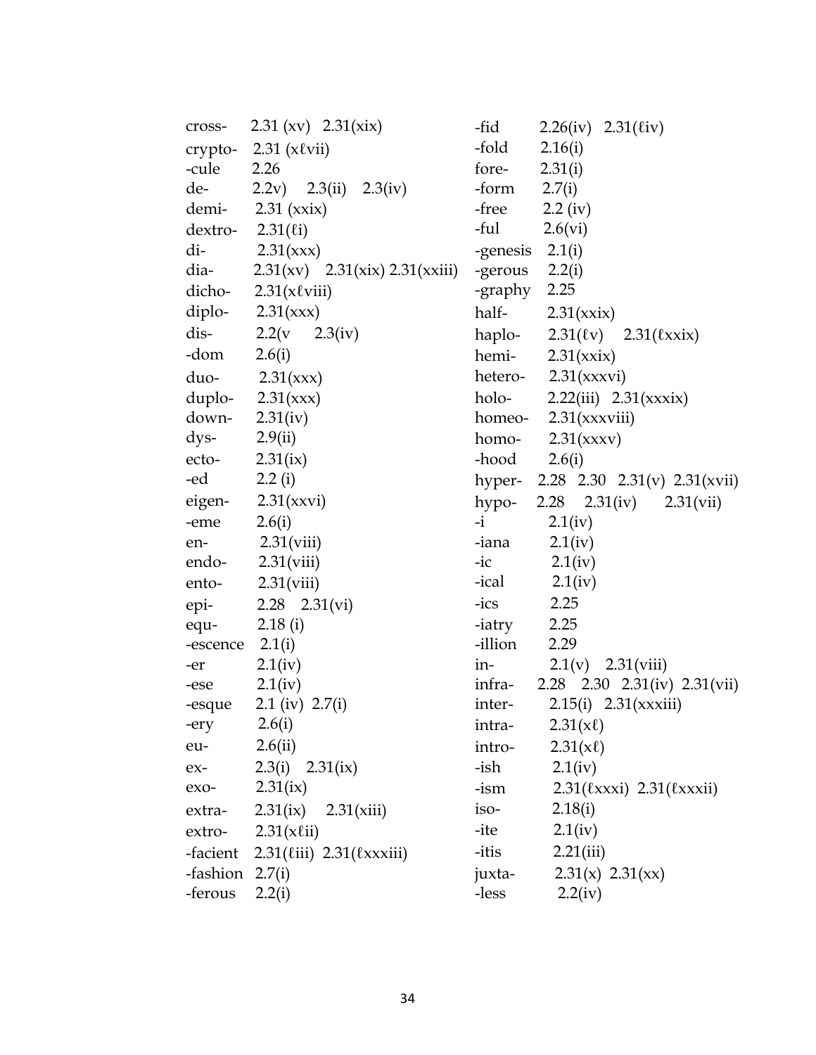cross- 2.31 (xv) 2.31(xix)
crypto- 2.31 (xℓvii)
-cule 2.26
de- 2.2v) 2.3(ii) 2.3(iv)
demi- 2.31 (xxix)
dextro- 2.31(ℓi)
di- 2.31(xxx)
dia- 2.31(xv) 2.31(xix) 2.31(xxiii)
dicho- 2.31(xℓviii)
diplo- 2.31(xxx)
dis- 2.2(v 2.3(iv)
-dom 2.6(i)
duo- 2.31(xxx)
duplo- 2.31(xxx)
down- 2.31(iv)
dys- 2.9(ii)
ecto- 2.31(ix)
-ed 2.2 (i)
eigen- 2.31(xxvi)
-eme 2.6(i)
en- 2.31(viii)
endo- 2.31(viii)
ento- 2.31(viii)
epi- 2.28 2.31(vi)
equ- 2.18 (i)
-escence 2.1(i)
-er 2.1(iv)
-ese 2.1(iv)
-esque 2.1 (iv) 2.7(i)
-ery 2.6(i)
eu- 2.6(ii)
ex- 2.3(i) 2.31(ix)
exo- 2.31(ix)
extra- 2.31(ix) 2.31(xiii)
extro- 2.31(xℓii)
-facient 2.31(ℓiii) 2.31(ℓxxxiii)
-fashion 2.7(i)
-ferous 2.2(i)
-fid 2.26(iv) 2.31(ℓiv)
-fold 2.16(i)
fore- 2.31(i)
-form 2.7(i)
-free 2.2 (iv)
-ful 2.6(vi)
-genesis 2.1(i)
-gerous 2.2(i)
-graphy 2.25
half- 2.31(xxix)
haplo- 2.31(ℓv) 2.31(ℓxxix)
hemi- 2.31(xxix)
hetero- 2.31(xxxvi)
holo- 2.22(iii) 2.31(xxxix)
homeo- 2.31(xxxviii)
homo- 2.31(xxxv)
-hood 2.6(i)
hyper- 2.28 2.30 2.31(v) 2.31(xvii)
hypo- 2.28 2.31(iv) 2.31(vii)
-i 2.1(iv)
-iana 2.1(iv)
-ic 2.1(iv)
-ical 2.1(iv)
-ics 2.25
-iatry 2.25
-illion 2.29
in- 2.1(v) 2.31(viii)
infra- 2.28 2.30 2.31(iv) 2.31(vii)
inter- 2.15(i) 2.31(xxxiii)
intra- 2.31(xℓ)
intro- 2.31(xℓ)
-ish 2.1(iv)
-ism 2.31(ℓxxxi) 2.31(ℓxxxii)
iso- 2.18(i)
-ite 2.1(iv)
-itis 2.21(iii)
juxta- 2.31(x) 2.31(xx)
-less 2.2(iv)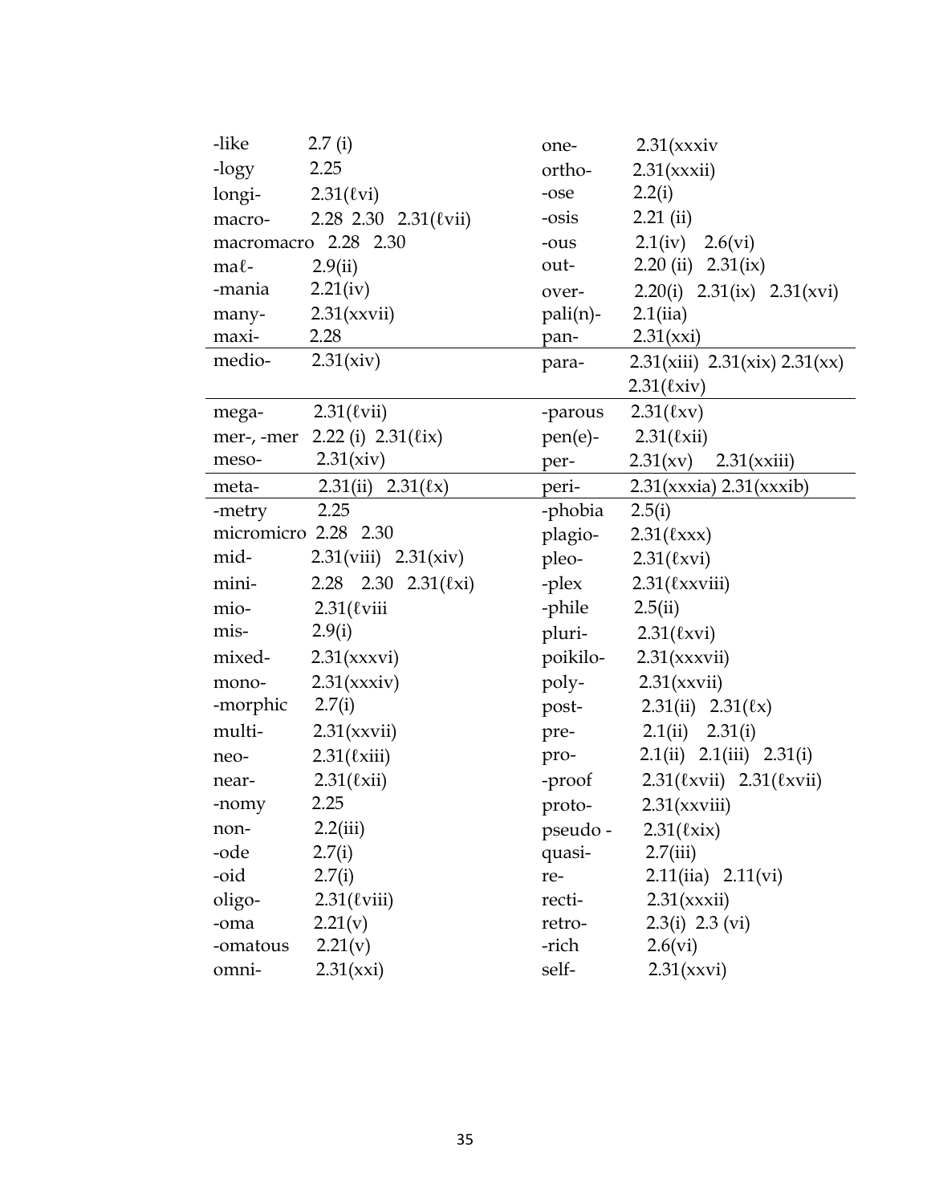| | | | |
|---|---|---|---|
| -like | 2.7 (i) | one- | 2.31(xxxiv |
| -logy | 2.25 | ortho- | 2.31(xxxii) |
| longi- | 2.31(ℓvi) | -ose | 2.2(i) |
| macro- | 2.28 2.30 2.31(ℓvii) | -osis | 2.21 (ii) |
| macromacro 2.28 2.30 | | -ous | 2.1(iv) 2.6(vi) |
| maℓ- | 2.9(ii) | out- | 2.20 (ii) 2.31(ix) |
| -mania | 2.21(iv) | over- | 2.20(i) 2.31(ix) 2.31(xvi) |
| many- | 2.31(xxvii) | pali(n)- | 2.1(iia) |
| maxi- | 2.28 | pan- | 2.31(xxi) |
| medio- | 2.31(xiv) | para- | 2.31(xiii) 2.31(xix) 2.31(xx) 2.31(ℓxiv) |
| mega- | 2.31(ℓvii) | -parous | 2.31(ℓxv) |
| mer-, -mer | 2.22 (i) 2.31(ℓix) | pen(e)- | 2.31(ℓxii) |
| meso- | 2.31(xiv) | per- | 2.31(xv) 2.31(xxiii) |
| meta- | 2.31(ii) 2.31(ℓx) | peri- | 2.31(xxxia) 2.31(xxxib) |
| -metry | 2.25 | -phobia | 2.5(i) |
| micromicro 2.28 2.30 | | plagio- | 2.31(ℓxxx) |
| mid- | 2.31(viii) 2.31(xiv) | pleo- | 2.31(ℓxvi) |
| mini- | 2.28 2.30 2.31(ℓxi) | -plex | 2.31(ℓxxviii) |
| mio- | 2.31(ℓviii | -phile | 2.5(ii) |
| mis- | 2.9(i) | pluri- | 2.31(ℓxvi) |
| mixed- | 2.31(xxxvi) | poikilo- | 2.31(xxxvii) |
| mono- | 2.31(xxxiv) | poly- | 2.31(xxvii) |
| -morphic | 2.7(i) | post- | 2.31(ii) 2.31(ℓx) |
| multi- | 2.31(xxvii) | pre- | 2.1(ii) 2.31(i) |
| neo- | 2.31(ℓxiii) | pro- | 2.1(ii) 2.1(iii) 2.31(i) |
| near- | 2.31(ℓxii) | -proof | 2.31(ℓxvii) 2.31(ℓxvii) |
| -nomy | 2.25 | proto- | 2.31(xxviii) |
| non- | 2.2(iii) | pseudo - | 2.31(ℓxix) |
| -ode | 2.7(i) | quasi- | 2.7(iii) |
| -oid | 2.7(i) | re- | 2.11(iia) 2.11(vi) |
| oligo- | 2.31(ℓviii) | recti- | 2.31(xxxii) |
| -oma | 2.21(v) | retro- | 2.3(i) 2.3 (vi) |
| -omatous | 2.21(v) | -rich | 2.6(vi) |
| omni- | 2.31(xxi) | self- | 2.31(xxvi) |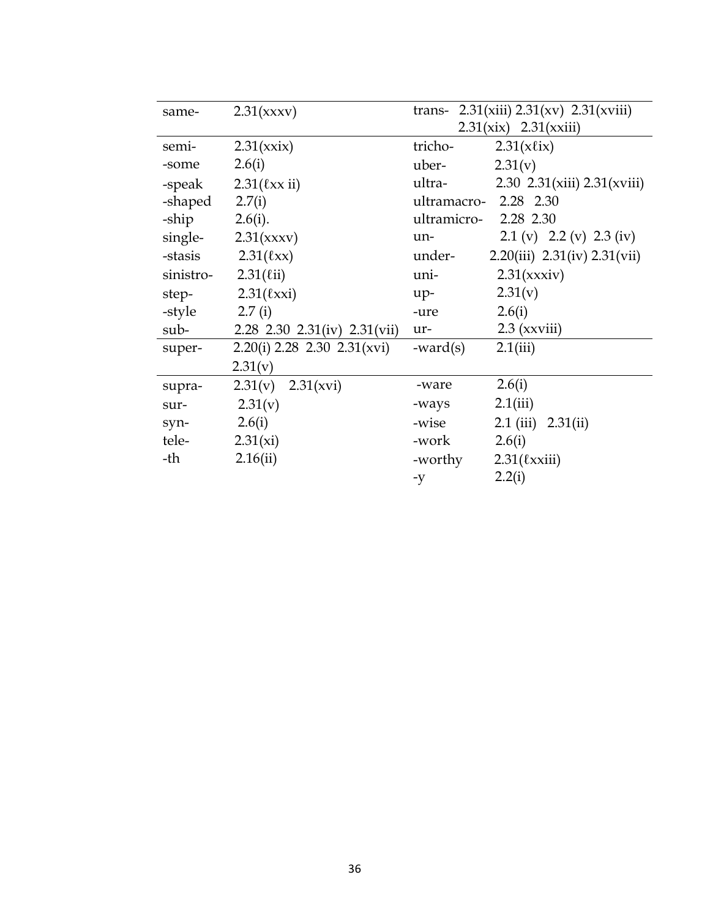| | | | |
|---|---|---|---|
| same- | 2.31(xxxv) | trans- | 2.31(xiii) 2.31(xv) 2.31(xviii) 2.31(xix) 2.31(xxiii) |
| semi- | 2.31(xxix) | tricho- | 2.31(xℓix) |
| -some | 2.6(i) | uber- | 2.31(v) |
| -speak | 2.31(ℓxx ii) | ultra- | 2.30 2.31(xiii) 2.31(xviii) |
| -shaped | 2.7(i) | ultramacro- | 2.28 2.30 |
| -ship | 2.6(i). | ultramicro- | 2.28 2.30 |
| single- | 2.31(xxxv) | un- | 2.1 (v) 2.2 (v) 2.3 (iv) |
| -stasis | 2.31(ℓxx) | under- | 2.20(iii) 2.31(iv) 2.31(vii) |
| sinistro- | 2.31(ℓii) | uni- | 2.31(xxxiv) |
| step- | 2.31(ℓxxi) | up- | 2.31(v) |
| -style | 2.7 (i) | -ure | 2.6(i) |
| sub- | 2.28 2.30 2.31(iv) 2.31(vii) | ur- | 2.3 (xxviii) |
| super- | 2.20(i) 2.28 2.30 2.31(xvi) 2.31(v) | -ward(s) | 2.1(iii) |
| supra- | 2.31(v) 2.31(xvi) | -ware | 2.6(i) |
| sur- | 2.31(v) | -ways | 2.1(iii) |
| syn- | 2.6(i) | -wise | 2.1 (iii) 2.31(ii) |
| tele- | 2.31(xi) | -work | 2.6(i) |
| -th | 2.16(ii) | -worthy | 2.31(ℓxxiii) |
| | | -y | 2.2(i) |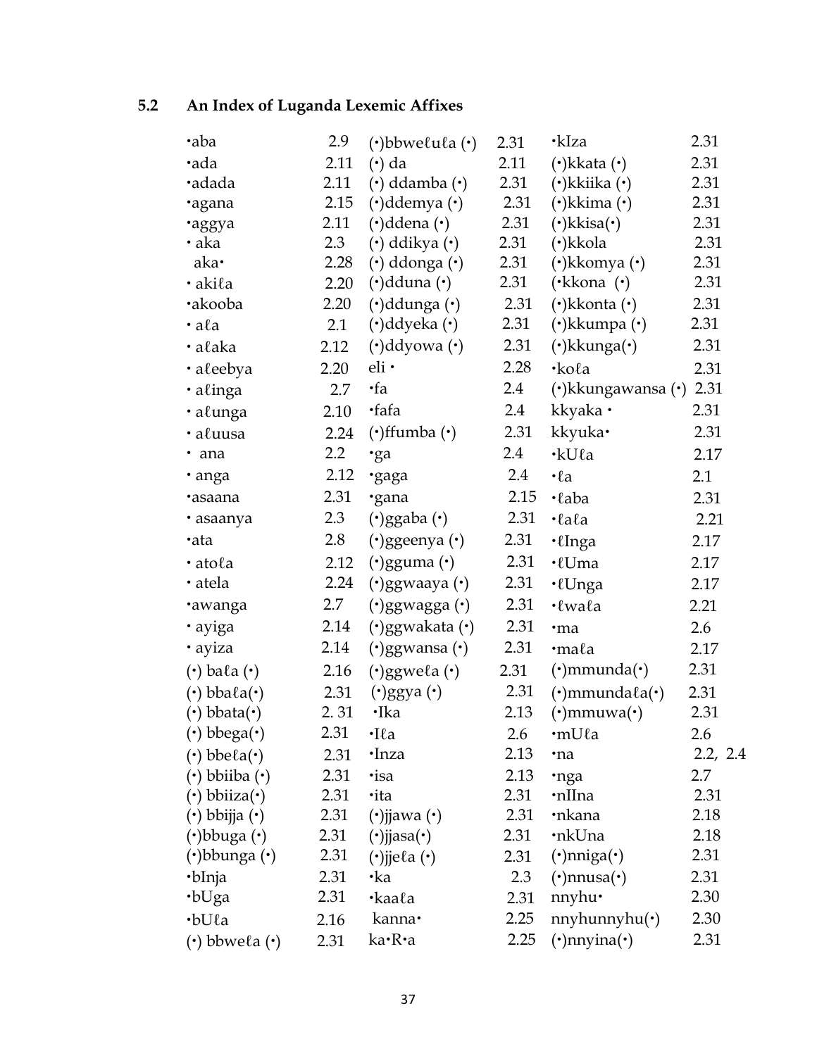## 5.2 An Index of Luganda Lexemic Affixes

| | | | | | |
|---|---|---|---|---|---|
| •aba | 2.9 | (•)bbweℓuℓa (•) | 2.31 | •kIza | 2.31 |
| •ada | 2.11 | (•) da | 2.11 | (•)kkata (•) | 2.31 |
| •adada | 2.11 | (•) ddamba (•) | 2.31 | (•)kkiika (•) | 2.31 |
| •agana | 2.15 | (•)ddemya (•) | 2.31 | (•)kkima (•) | 2.31 |
| •aggya | 2.11 | (•)ddena (•) | 2.31 | (•)kkisa(•) | 2.31 |
| • aka | 2.3 | (•) ddikya (•) | 2.31 | (•)kkola | 2.31 |
| aka• | 2.28 | (•) ddonga (•) | 2.31 | (•)kkomya (•) | 2.31 |
| • akiℓa | 2.20 | (•)dduna (•) | 2.31 | (•kkona (•) | 2.31 |
| •akooba | 2.20 | (•)ddunga (•) | 2.31 | (•)kkonta (•) | 2.31 |
| • aℓa | 2.1 | (•)ddyeka (•) | 2.31 | (•)kkumpa (•) | 2.31 |
| • aℓaka | 2.12 | (•)ddyowa (•) | 2.31 | (•)kkunga(•) | 2.31 |
| • aℓeebya | 2.20 | eli • | 2.28 | •koℓa | 2.31 |
| • aℓinga | 2.7 | •fa | 2.4 | (•)kkungawansa (•) | 2.31 |
| • aℓunga | 2.10 | •fafa | 2.4 | kkyaka • | 2.31 |
| • aℓuusa | 2.24 | (•)ffumba (•) | 2.31 | kkyuka• | 2.31 |
| • ana | 2.2 | •ga | 2.4 | •kUℓa | 2.17 |
| • anga | 2.12 | •gaga | 2.4 | •ℓa | 2.1 |
| •asaana | 2.31 | •gana | 2.15 | •ℓaba | 2.31 |
| • asaanya | 2.3 | (•)ggaba (•) | 2.31 | •ℓaℓa | 2.21 |
| •ata | 2.8 | (•)ggeenya (•) | 2.31 | •ℓInga | 2.17 |
| • atoℓa | 2.12 | (•)gguma (•) | 2.31 | •ℓUma | 2.17 |
| • atela | 2.24 | (•)ggwaaya (•) | 2.31 | •ℓUnga | 2.17 |
| •awanga | 2.7 | (•)ggwagga (•) | 2.31 | •ℓwaℓa | 2.21 |
| • ayiga | 2.14 | (•)ggwakata (•) | 2.31 | •ma | 2.6 |
| • ayiza | 2.14 | (•)ggwansa (•) | 2.31 | •maℓa | 2.17 |
| (•) baℓa (•) | 2.16 | (•)ggweℓa (•) | 2.31 | (•)mmunda(•) | 2.31 |
| (•) bbaℓa(•) | 2.31 | (•)ggya (•) | 2.31 | (•)mmundaℓa(•) | 2.31 |
| (•) bbata(•) | 2. 31 | •Ika | 2.13 | (•)mmuwa(•) | 2.31 |
| (•) bbega(•) | 2.31 | •Iℓa | 2.6 | •mUℓa | 2.6 |
| (•) bbeℓa(•) | 2.31 | •Inza | 2.13 | •na | 2.2, 2.4 |
| (•) bbiiba (•) | 2.31 | •isa | 2.13 | •nga | 2.7 |
| (•) bbiiza(•) | 2.31 | •ita | 2.31 | •nIIna | 2.31 |
| (•) bbijja (•) | 2.31 | (•)jjawa (•) | 2.31 | •nkana | 2.18 |
| (•)bbuga (•) | 2.31 | (•)jjasa(•) | 2.31 | •nkUna | 2.18 |
| (•)bbunga (•) | 2.31 | (•)jjeℓa (•) | 2.31 | (•)nniga(•) | 2.31 |
| •bInja | 2.31 | •ka | 2.3 | (•)nnusa(•) | 2.31 |
| •bUga | 2.31 | •kaaℓa | 2.31 | nnyhu• | 2.30 |
| •bUℓa | 2.16 | kanna• | 2.25 | nnyhunnyhu(•) | 2.30 |
| (•) bbweℓa (•) | 2.31 | ka•R•a | 2.25 | (•)nnyina(•) | 2.31 |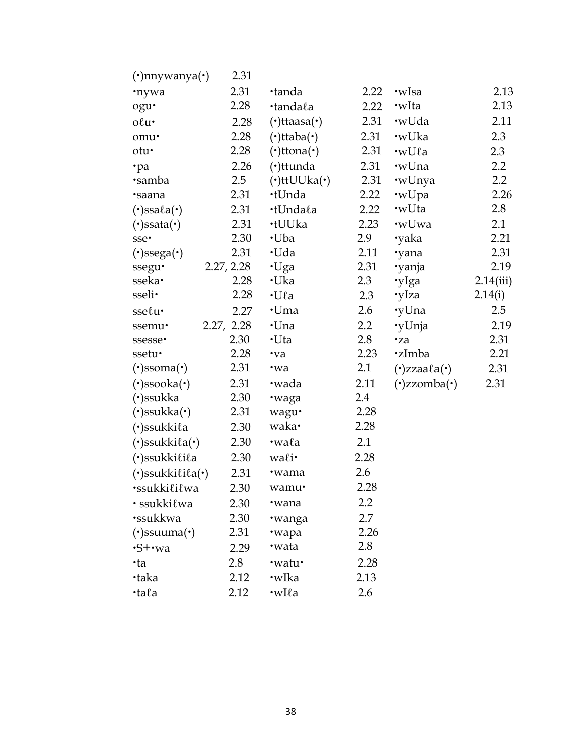| Form | Section |
|---|---|
| (•)nnywanya(•) | 2.31 |
| •nywa | 2.31 |
| ogu• | 2.28 |
| oℓu• | 2.28 |
| omu• | 2.28 |
| otu• | 2.28 |
| •pa | 2.26 |
| •samba | 2.5 |
| •saana | 2.31 |
| (•)ssaℓa(•) | 2.31 |
| (•)ssata(•) | 2.31 |
| sse• | 2.30 |
| (•)ssega(•) | 2.31 |
| ssegu• | 2.27, 2.28 |
| sseka• | 2.28 |
| sseli• | 2.28 |
| sseℓu• | 2.27 |
| ssemu• | 2.27, 2.28 |
| ssesse• | 2.30 |
| ssetu• | 2.28 |
| (•)ssoma(•) | 2.31 |
| (•)ssooka(•) | 2.31 |
| (•)ssukka | 2.30 |
| (•)ssukka(•) | 2.31 |
| (•)ssukkiℓa | 2.30 |
| (•)ssukkiℓa(•) | 2.30 |
| (•)ssukkiℓiℓa | 2.30 |
| (•)ssukkiℓiℓa(•) | 2.31 |
| •ssukkiℓiℓwa | 2.30 |
| • ssukkiℓwa | 2.30 |
| •ssukkwa | 2.30 |
| (•)ssuuma(•) | 2.31 |
| •S+•wa | 2.29 |
| •ta | 2.8 |
| •taka | 2.12 |
| •taℓa | 2.12 |
| •tanda | 2.22 |
| •tandaℓa | 2.22 |
| (•)ttaasa(•) | 2.31 |
| (•)ttaba(•) | 2.31 |
| (•)ttona(•) | 2.31 |
| (•)ttunda | 2.31 |
| (•)ttUUka(•) | 2.31 |
| •tUnda | 2.22 |
| •tUndaℓa | 2.22 |
| •tUUka | 2.23 |
| •Uba | 2.9 |
| •Uda | 2.11 |
| •Uga | 2.31 |
| •Uka | 2.3 |
| •Uℓa | 2.3 |
| •Uma | 2.6 |
| •Una | 2.2 |
| •Uta | 2.8 |
| •va | 2.23 |
| •wa | 2.1 |
| •wada | 2.11 |
| •waga | 2.4 |
| wagu• | 2.28 |
| waka• | 2.28 |
| •waℓa | 2.1 |
| waℓi• | 2.28 |
| •wama | 2.6 |
| wamu• | 2.28 |
| •wana | 2.2 |
| •wanga | 2.7 |
| •wapa | 2.26 |
| •wata | 2.8 |
| •watu• | 2.28 |
| •wIka | 2.13 |
| •wIℓa | 2.6 |
| •wIsa | 2.13 |
| •wIta | 2.13 |
| •wUda | 2.11 |
| •wUka | 2.3 |
| •wUℓa | 2.3 |
| •wUna | 2.2 |
| •wUnya | 2.2 |
| •wUpa | 2.26 |
| •wUta | 2.8 |
| •wUwa | 2.1 |
| •yaka | 2.21 |
| •yana | 2.31 |
| •yanja | 2.19 |
| •yIga | 2.14(iii) |
| •yIza | 2.14(i) |
| •yUna | 2.5 |
| •yUnja | 2.19 |
| •za | 2.31 |
| •zImba | 2.21 |
| (•)zzaaℓa(•) | 2.31 |
| (•)zzomba(•) | 2.31 |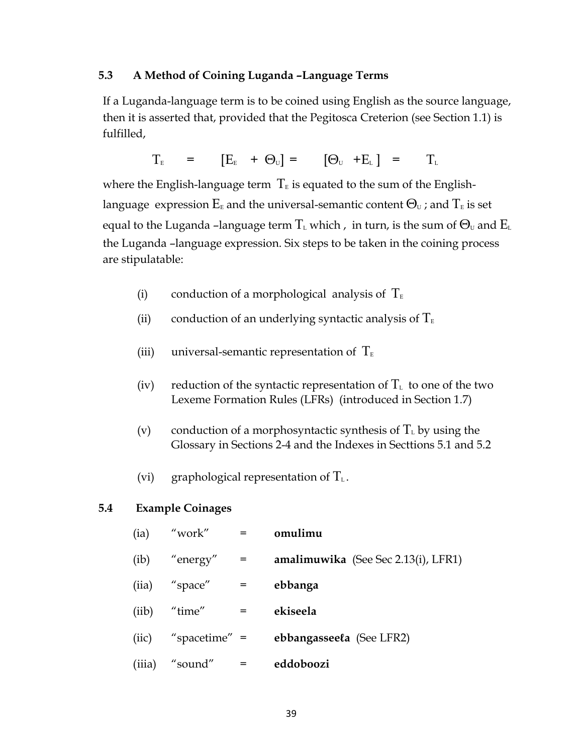## 5.3 A Method of Coining Luganda –Language Terms

If a Luganda-language term is to be coined using English as the source language, then it is asserted that, provided that the Pegitosca Creterion (see Section 1.1) is fulfilled,

$$T_E \quad = \quad [E_E \; + \; \Theta_U] = \quad [\Theta_U \; + E_L \,] \quad = \quad T_L$$

where the English-language term $T_E$ is equated to the sum of the English-language expression $E_E$ and the universal-semantic content $\Theta_U$ ; and $T_E$ is set equal to the Luganda –language term $T_L$ which , in turn, is the sum of $\Theta_U$ and $E_L$ the Luganda –language expression. Six steps to be taken in the coining process are stipulatable:

(i) conduction of a morphological analysis of $T_E$

(ii) conduction of an underlying syntactic analysis of $T_E$

(iii) universal-semantic representation of $T_E$

(iv) reduction of the syntactic representation of $T_L$ to one of the two Lexeme Formation Rules (LFRs) (introduced in Section 1.7)

(v) conduction of a morphosyntactic synthesis of $T_L$ by using the Glossary in Sections 2-4 and the Indexes in Secttions 5.1 and 5.2

(vi) graphological representation of $T_L$.

## 5.4 Example Coinages

| | | | |
|---|---|---|---|
| (ia) | "work" | = | **omulimu** |
| (ib) | "energy" | = | **amalimuwika** (See Sec 2.13(i), LFR1) |
| (iia) | "space" | = | **ebbanga** |
| (iib) | "time" | = | **ekiseela** |
| (iic) | "spacetime" | = | **ebbangasseeℓa** (See LFR2) |
| (iiia) | "sound" | = | **eddoboozi** |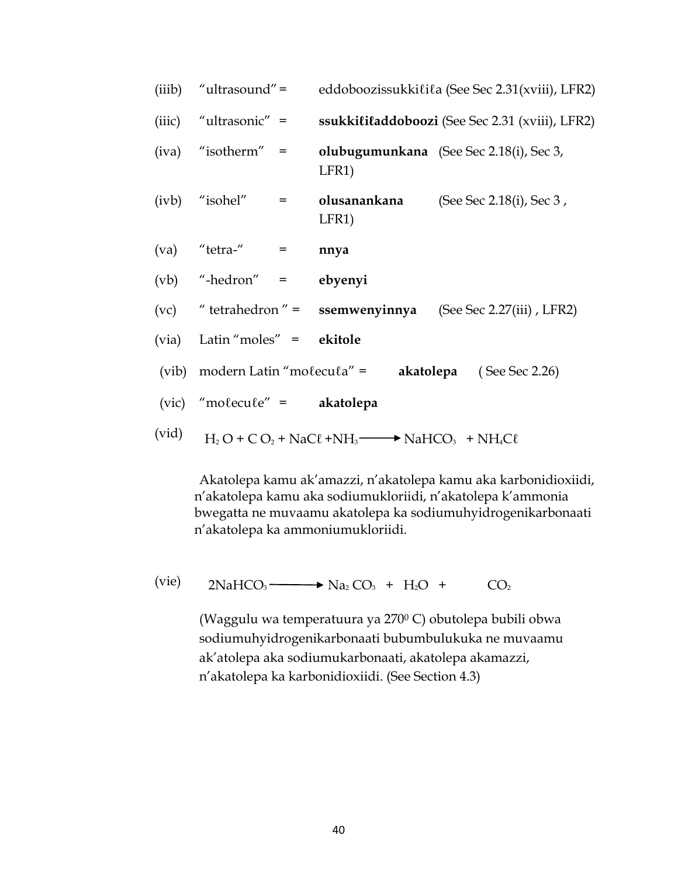(iiib) "ultrasound" = eddoboozissukkiℓiℓa (See Sec 2.31(xviii), LFR2)

(iiic) "ultrasonic" = **ssukkiℓiℓaddoboozi** (See Sec 2.31 (xviii), LFR2)

(iva) "isotherm" = **olubugumunkana** (See Sec 2.18(i), Sec 3, LFR1)

(ivb) "isohel" = **olusanankana** (See Sec 2.18(i), Sec 3 , LFR1)

(va) "tetra-" = **nnya**

(vb) "-hedron" = **ebyenyi**

(vc) " tetrahedron " = **ssemwenyinnya** (See Sec 2.27(iii) , LFR2)

(via) Latin "moles" = **ekitole**

(vib) modern Latin "moℓecuℓa" = **akatolepa** ( See Sec 2.26)

(vic) "moℓecuℓe" = **akatolepa**

(vid) $H_2O + CO_2 + NaC\ell + NH_3 \longrightarrow NaHCO_3 + NH_4C\ell$

Akatolepa kamu ak'amazzi, n'akatolepa kamu aka karbonidioxiidi, n'akatolepa kamu aka sodiumukloriidi, n'akatolepa k'ammonia bwegatta ne muvaamu akatolepa ka sodiumuhyidrogenikarbonaati n'akatolepa ka ammoniumukloriidi.

(vie) $2NaHCO_3 \longrightarrow Na_2CO_3 + H_2O + CO_2$

(Waggulu wa temperatuura ya $270^0$ C) obutolepa bubili obwa sodiumuhyidrogenikarbonaati bubumbulukuka ne muvaamu ak'atolepa aka sodiumukarbonaati, akatolepa akamazzi, n'akatolepa ka karbonidioxiidi. (See Section 4.3)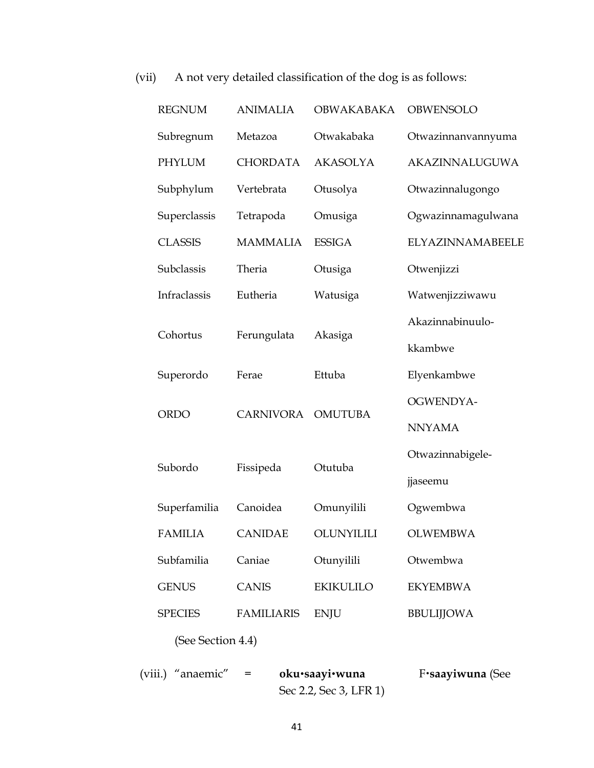(vii) A not very detailed classification of the dog is as follows:

| | | | |
|---|---|---|---|
| REGNUM | ANIMALIA | OBWAKABAKA | OBWENSOLO |
| Subregnum | Metazoa | Otwakabaka | Otwazinnanvannyuma |
| PHYLUM | CHORDATA | AKASOLYA | AKAZINNALUGUWA |
| Subphylum | Vertebrata | Otusolya | Otwazinnalugongo |
| Superclassis | Tetrapoda | Omusiga | Ogwazinnamagulwana |
| CLASSIS | MAMMALIA | ESSIGA | ELYAZINNAMABEELE |
| Subclassis | Theria | Otusiga | Otwenjizzi |
| Infraclassis | Eutheria | Watusiga | Watwenjizziwawu |
| Cohortus | Ferungulata | Akasiga | Akazinnabinuulo-kkambwe |
| Superordo | Ferae | Ettuba | Elyenkambwe |
| ORDO | CARNIVORA | OMUTUBA | OGWENDYA-NNYAMA |
| Subordo | Fissipeda | Otutuba | Otwazinnabigele-jjaseemu |
| Superfamilia | Canoidea | Omunyilili | Ogwembwa |
| FAMILIA | CANIDAE | OLUNYILILI | OLWEMBWA |
| Subfamilia | Caniae | Otunyilili | Otwembwa |
| GENUS | CANIS | EKIKULILO | EKYEMBWA |
| SPECIES | FAMILIARIS | ENJU | BBULIJJOWA |

(See Section 4.4)

(viii.) "anaemic" = **oku•saayi•wuna** F•**saayiwuna** (See Sec 2.2, Sec 3, LFR 1)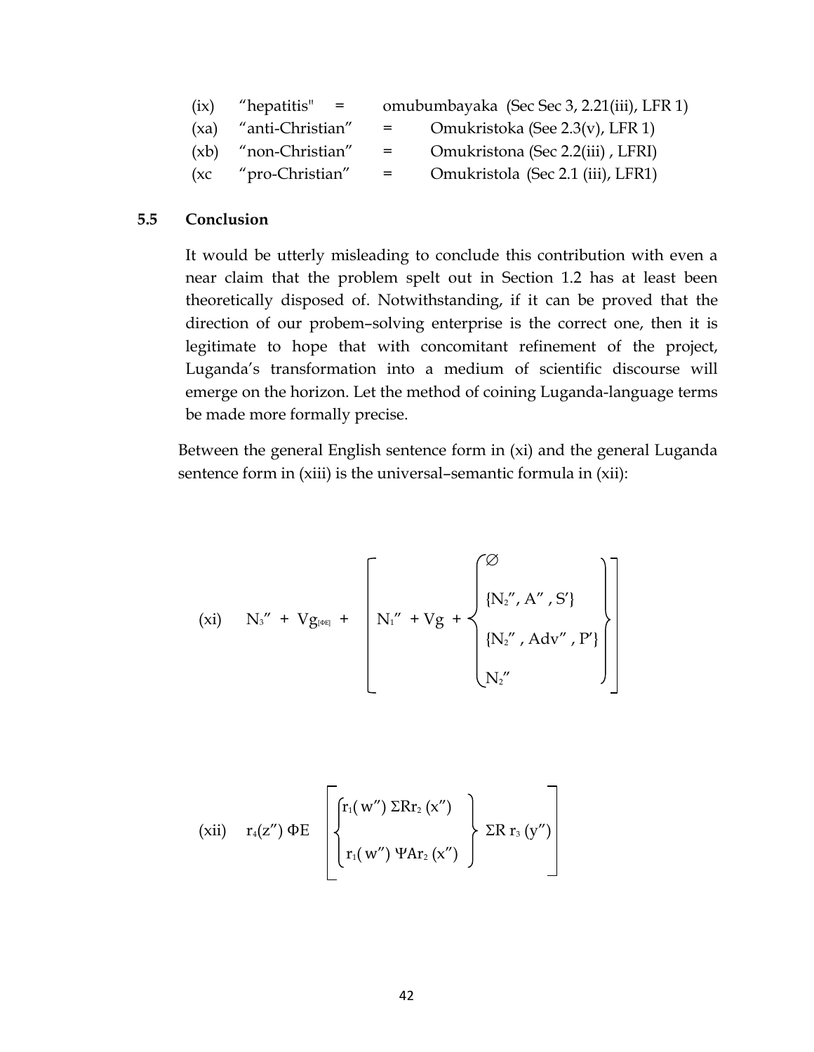(ix) "hepatitis" = omubumbayaka (Sec Sec 3, 2.21(iii), LFR 1)

(xa) "anti-Christian" = Omukristoka (See 2.3(v), LFR 1)

(xb) "non-Christian" = Omukristona (Sec 2.2(iii) , LFRI)

(xc "pro-Christian" = Omukristola (Sec 2.1 (iii), LFR1)

## 5.5 Conclusion

It would be utterly misleading to conclude this contribution with even a near claim that the problem spelt out in Section 1.2 has at least been theoretically disposed of. Notwithstanding, if it can be proved that the direction of our probem–solving enterprise is the correct one, then it is legitimate to hope that with concomitant refinement of the project, Luganda's transformation into a medium of scientific discourse will emerge on the horizon. Let the method of coining Luganda-language terms be made more formally precise.

Between the general English sentence form in (xi) and the general Luganda sentence form in (xiii) is the universal–semantic formula in (xii):

$$\text{(xi)} \quad N_3'' + Vg_{[\Phi E]} + \left[ N_1'' + Vg + \begin{Bmatrix} \varnothing \\ \{N_2'', A'', S'\} \\ \{N_2'', Adv'', P'\} \\ N_2'' \end{Bmatrix} \right]$$

$$\text{(xii)} \quad r_4(z'')\, \Phi E \left[ \begin{Bmatrix} r_1(w'')\, \Sigma R r_2\, (x'') \\ r_1(w'')\, \Psi A r_2\, (x'') \end{Bmatrix} \Sigma R\, r_3\, (y'') \right]$$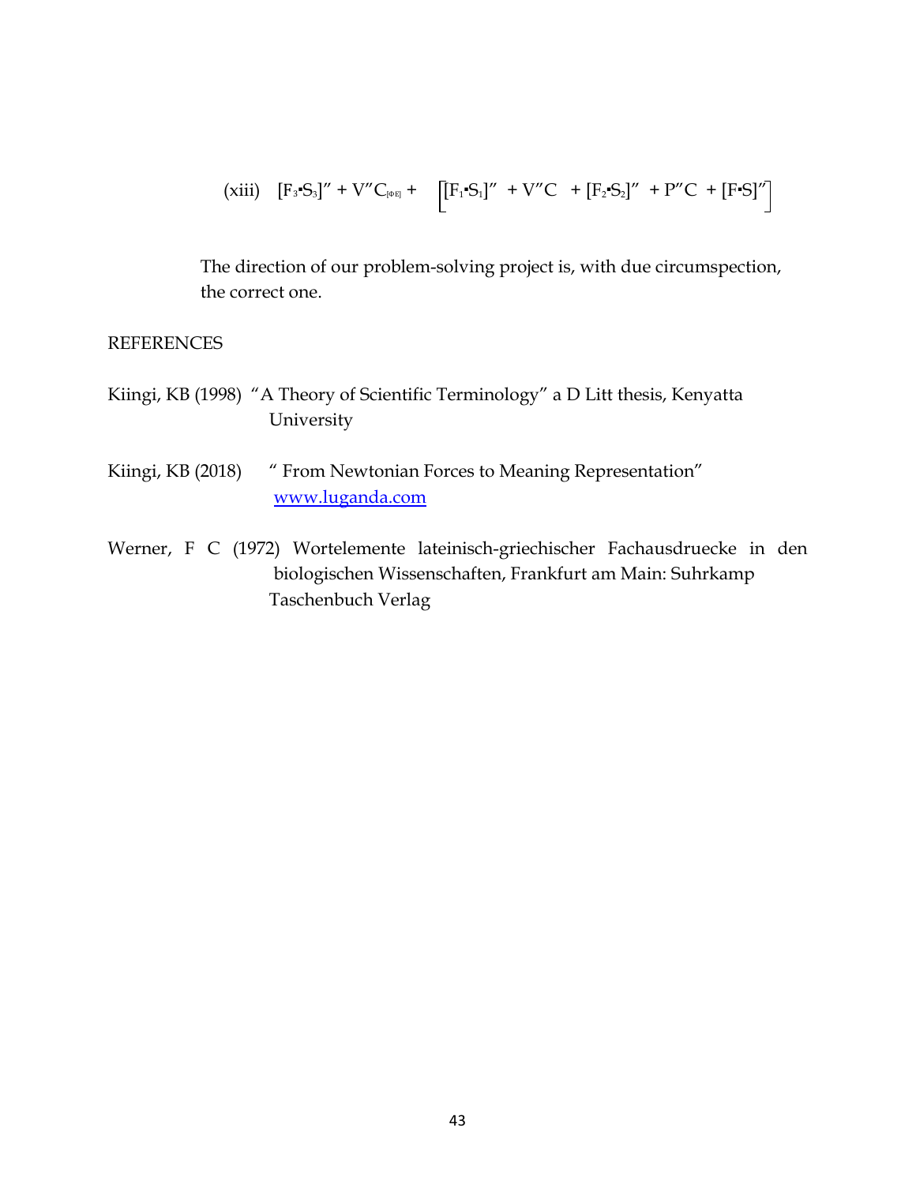(xiii) $[F_3 \cdot S_3]'' + V''C_{[\Phi E]} + \left[ [F_1 \cdot S_1]'' + V''C + [F_2 \cdot S_2]'' + P''C + [F \cdot S]'' \right]$

The direction of our problem-solving project is, with due circumspection, the correct one.

REFERENCES

Kiingi, KB (1998) "A Theory of Scientific Terminology" a D Litt thesis, Kenyatta University

Kiingi, KB (2018) " From Newtonian Forces to Meaning Representation" [www.luganda.com](http://www.luganda.com)

Werner, F C (1972) Wortelemente lateinisch-griechischer Fachausdruecke in den biologischen Wissenschaften, Frankfurt am Main: Suhrkamp Taschenbuch Verlag